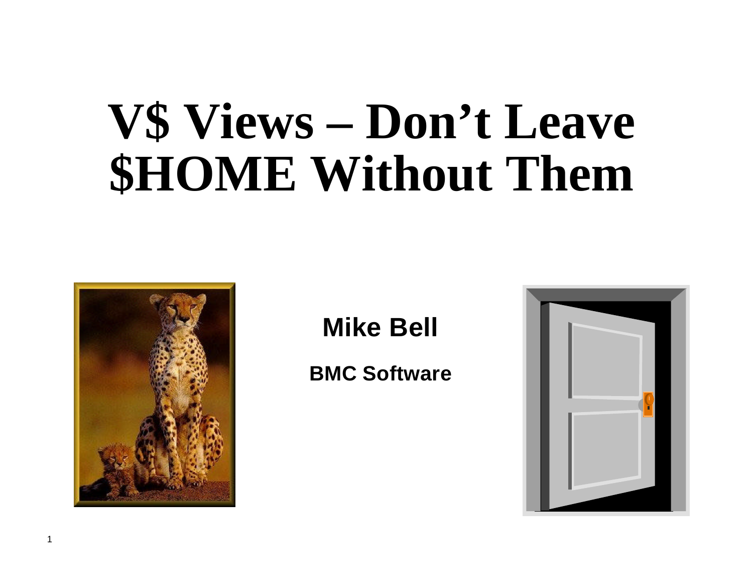# V$ Views – Don't Leave $HOME Without Them

**Mike Bell**

**BMC Software**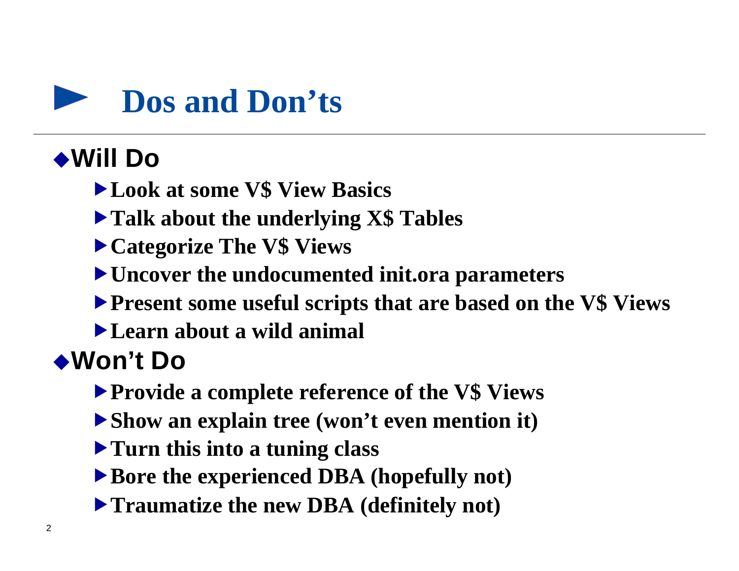# Dos and Don’ts

## Will Do

- Look at some V$ View Basics
- Talk about the underlying X$ Tables
- Categorize The V$ Views
- Uncover the undocumented init.ora parameters
- Present some useful scripts that are based on the V$ Views
- Learn about a wild animal

## Won’t Do

- Provide a complete reference of the V$ Views
- Show an explain tree (won’t even mention it)
- Turn this into a tuning class
- Bore the experienced DBA (hopefully not)
- Traumatize the new DBA (definitely not)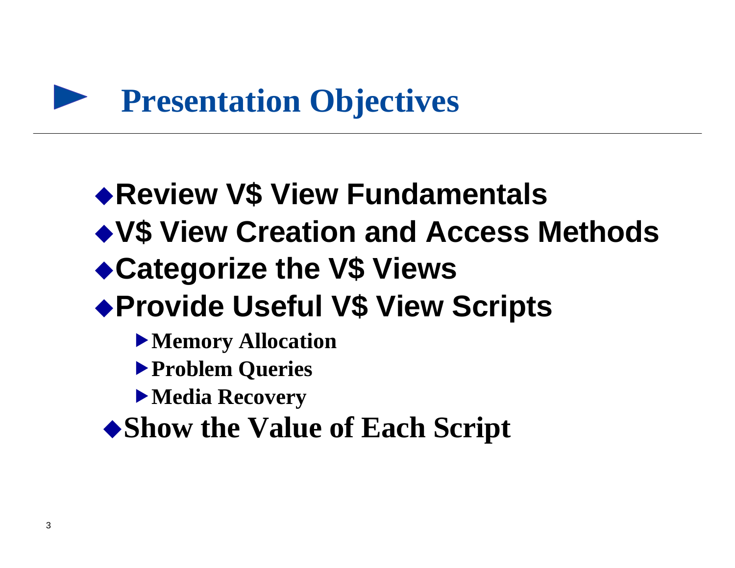# Presentation Objectives

- **Review V$ View Fundamentals**
- **V$ View Creation and Access Methods**
- **Categorize the V$ Views**
- **Provide Useful V$ View Scripts**
  - **Memory Allocation**
  - **Problem Queries**
  - **Media Recovery**
- **Show the Value of Each Script**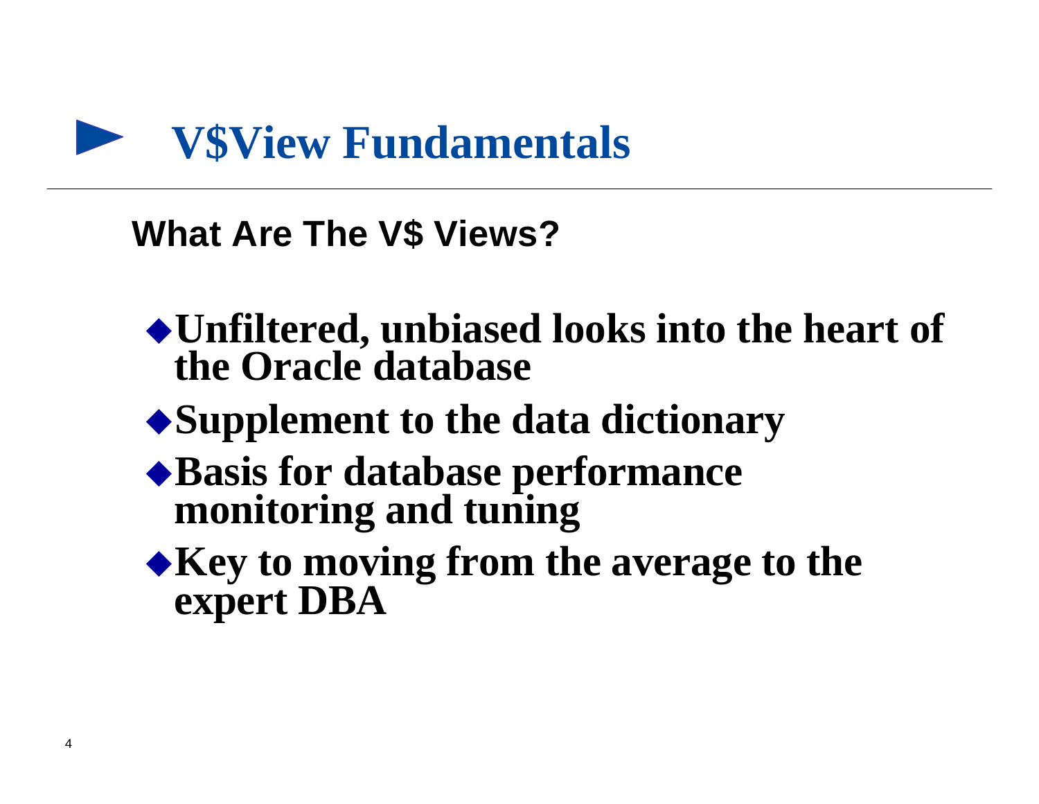# V$View Fundamentals

## What Are The V$ Views?

- **Unfiltered, unbiased looks into the heart of the Oracle database**
- **Supplement to the data dictionary**
- **Basis for database performance monitoring and tuning**
- **Key to moving from the average to the expert DBA**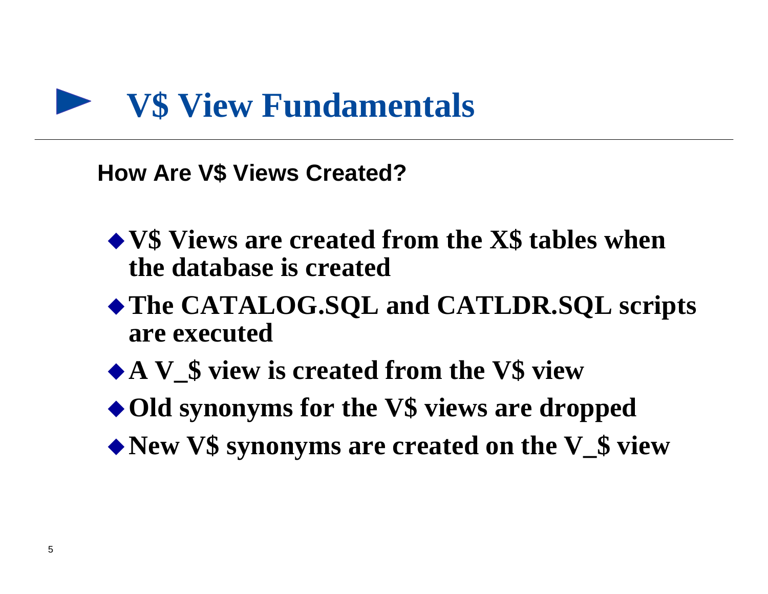# V$ View Fundamentals

## How Are V$ Views Created?

- **V$ Views are created from the X$ tables when the database is created**
- **The CATALOG.SQL and CATLDR.SQL scripts are executed**
- **A V_$ view is created from the V$ view**
- **Old synonyms for the V$ views are dropped**
- **New V$ synonyms are created on the V_$ view**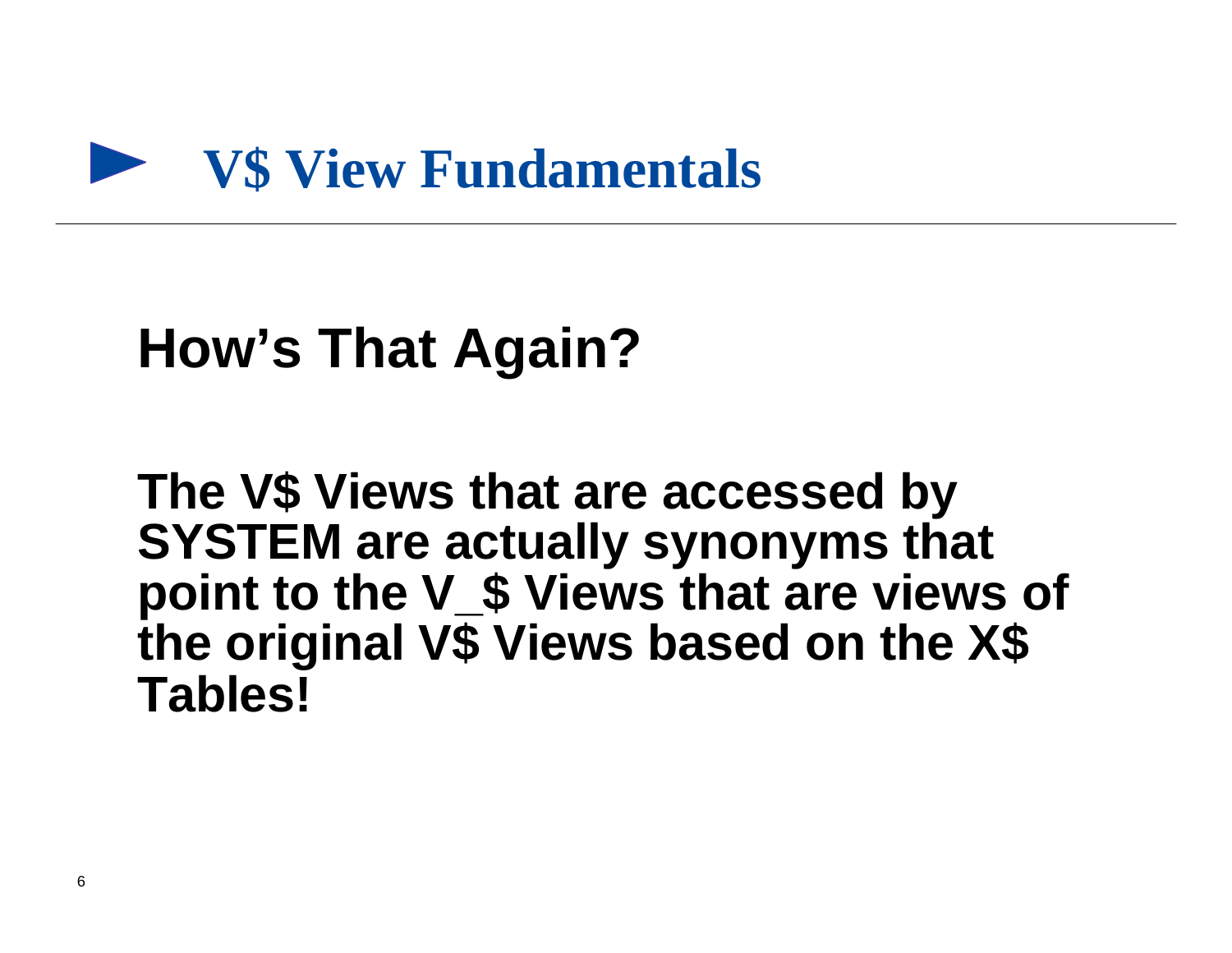# V$ View Fundamentals

## How’s That Again?

**The V$ Views that are accessed by SYSTEM are actually synonyms that point to the V_$ Views that are views of the original V$ Views based on the X$ Tables!**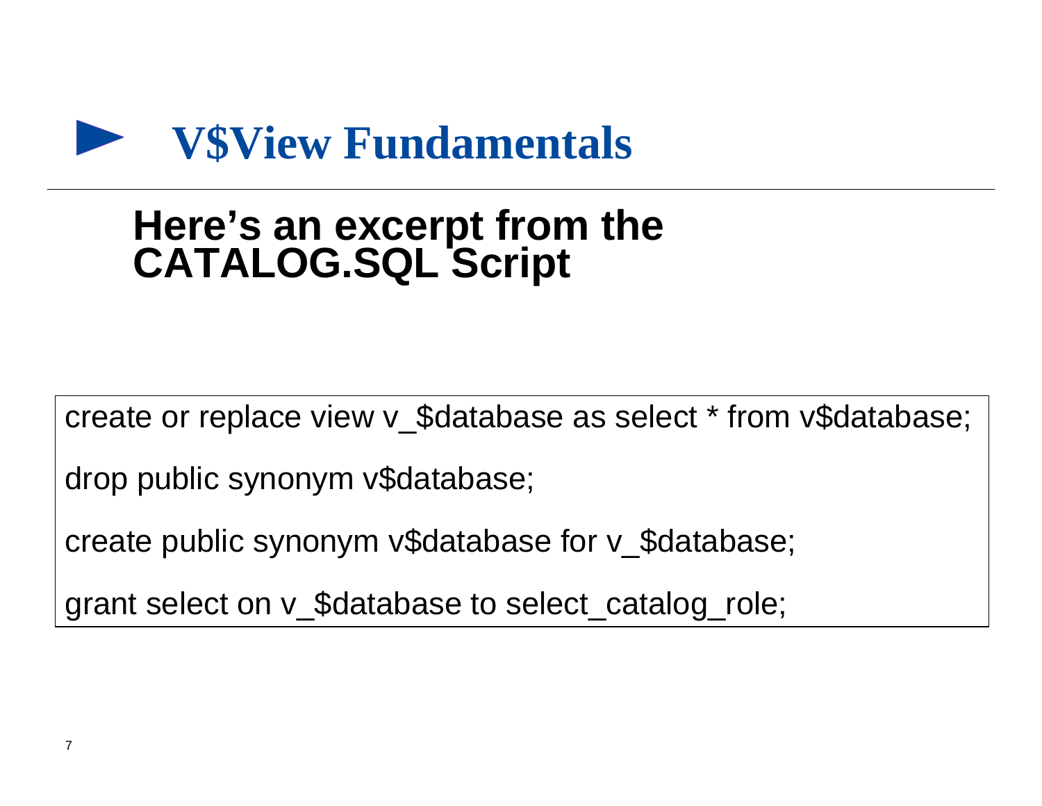# V$View Fundamentals

## Here's an excerpt from the CATALOG.SQL Script

```
create or replace view v_$database as select * from v$database;

drop public synonym v$database;

create public synonym v$database for v_$database;

grant select on v_$database to select_catalog_role;
```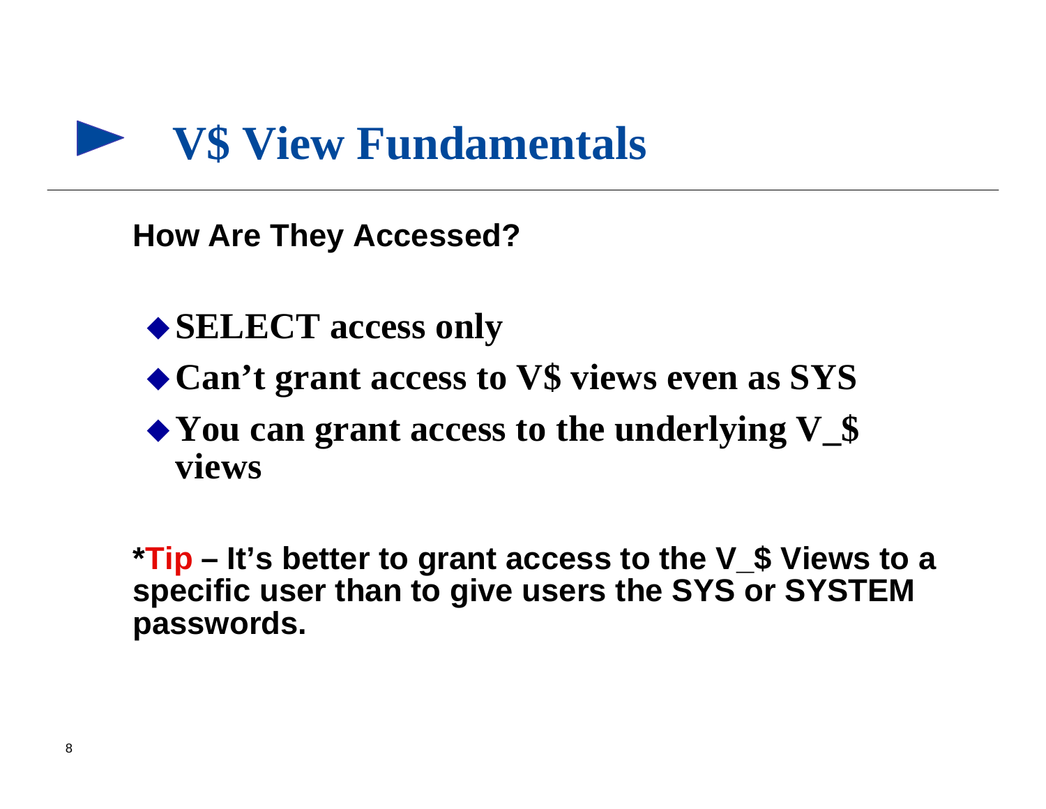# V$ View Fundamentals

**How Are They Accessed?**

- **SELECT access only**
- **Can't grant access to V$ views even as SYS**
- **You can grant access to the underlying V_$ views**

**\*Tip – It's better to grant access to the V_$ Views to a specific user than to give users the SYS or SYSTEM passwords.**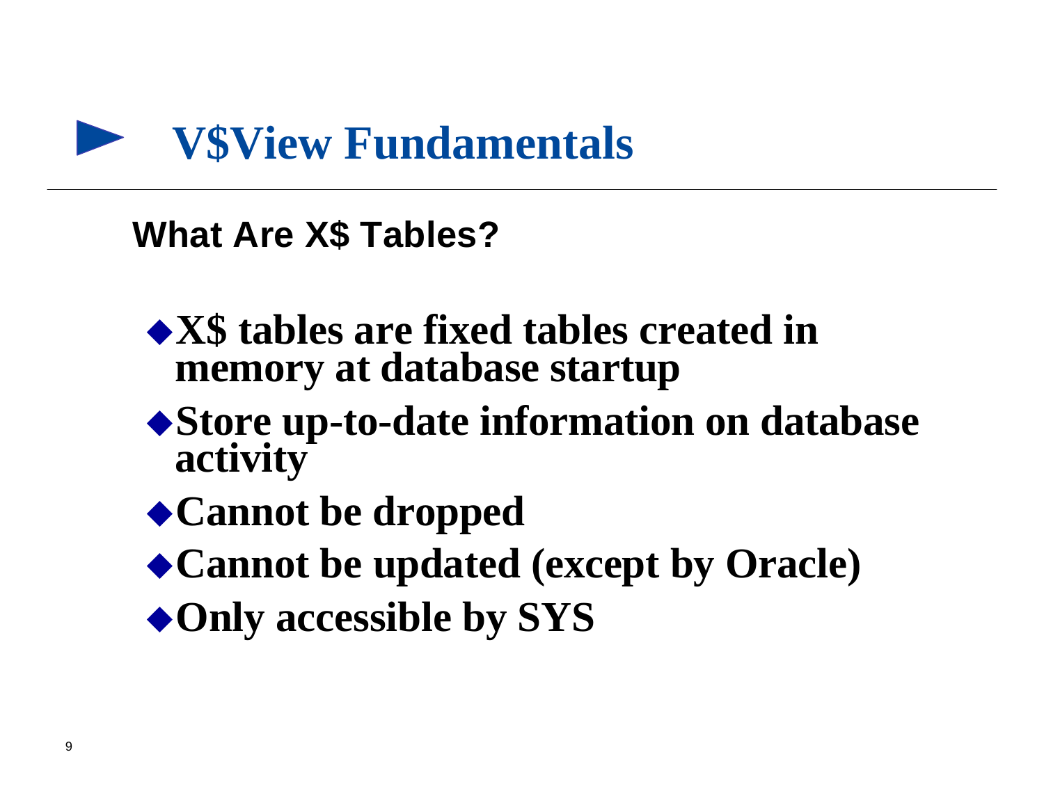# V$View Fundamentals

## What Are X$ Tables?

- **X$ tables are fixed tables created in memory at database startup**
- **Store up-to-date information on database activity**
- **Cannot be dropped**
- **Cannot be updated (except by Oracle)**
- **Only accessible by SYS**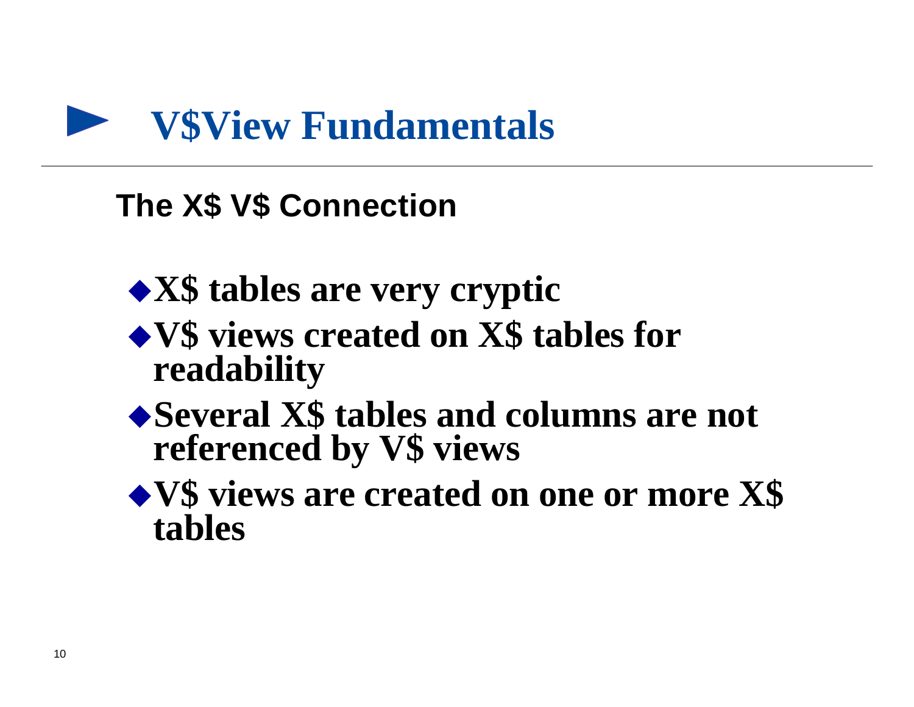# V$View Fundamentals

## The X$ V$ Connection

- **X$ tables are very cryptic**
- **V$ views created on X$ tables for readability**
- **Several X$ tables and columns are not referenced by V$ views**
- **V$ views are created on one or more X$ tables**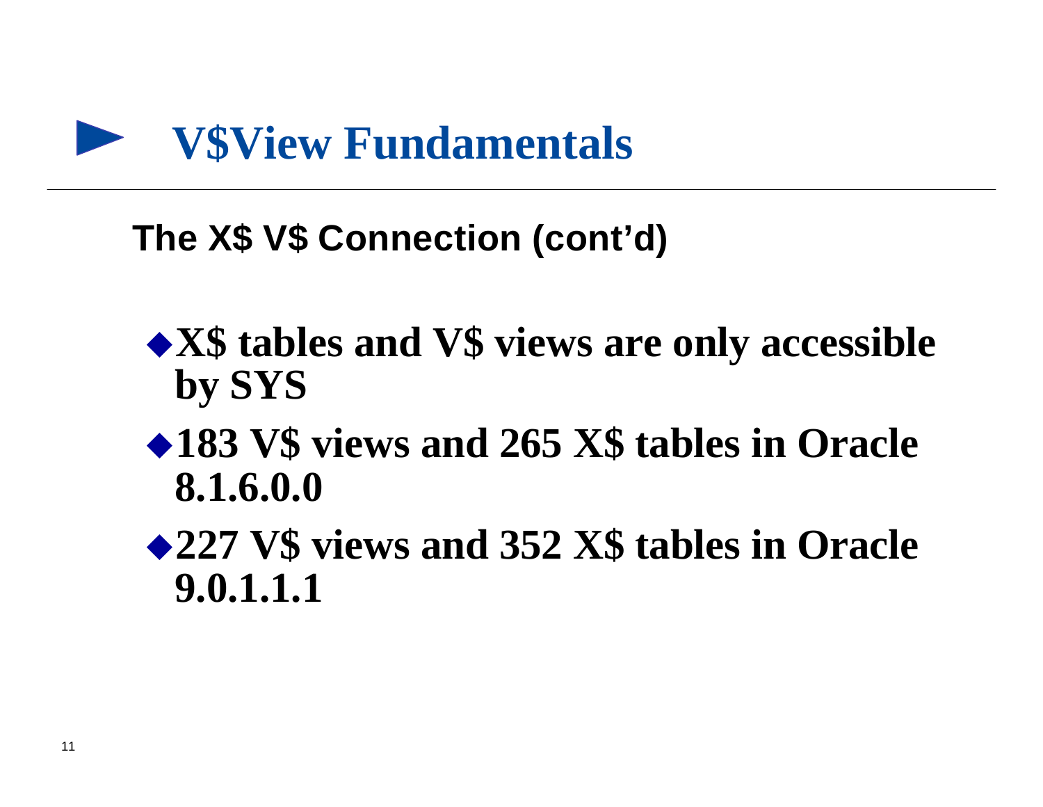# V$View Fundamentals

## The X$ V$ Connection (cont'd)

- **X$ tables and V$ views are only accessible by SYS**
- **183 V$ views and 265 X$ tables in Oracle 8.1.6.0.0**
- **227 V$ views and 352 X$ tables in Oracle 9.0.1.1.1**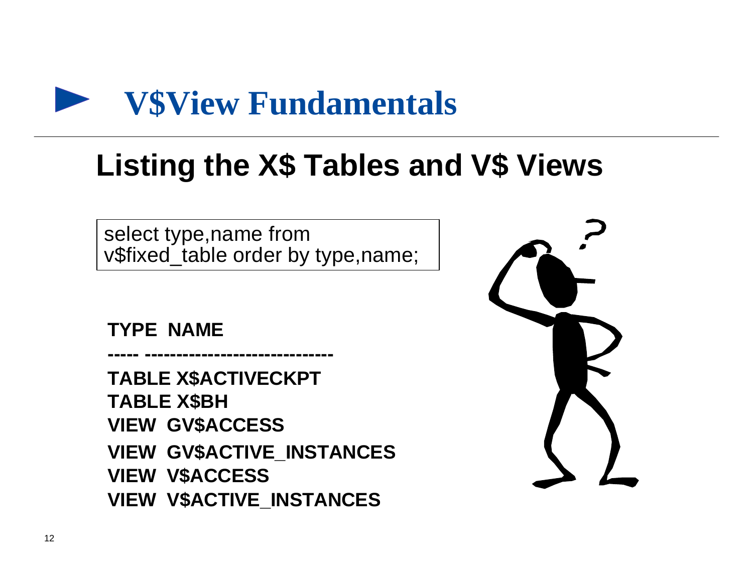# V$View Fundamentals

## Listing the X$ Tables and V$ Views

```
select type,name from
v$fixed_table order by type,name;
```

```
TYPE  NAME
----- ------------------------------
TABLE X$ACTIVECKPT
TABLE X$BH
VIEW  GV$ACCESS
VIEW  GV$ACTIVE_INSTANCES
VIEW  V$ACCESS
VIEW  V$ACTIVE_INSTANCES
```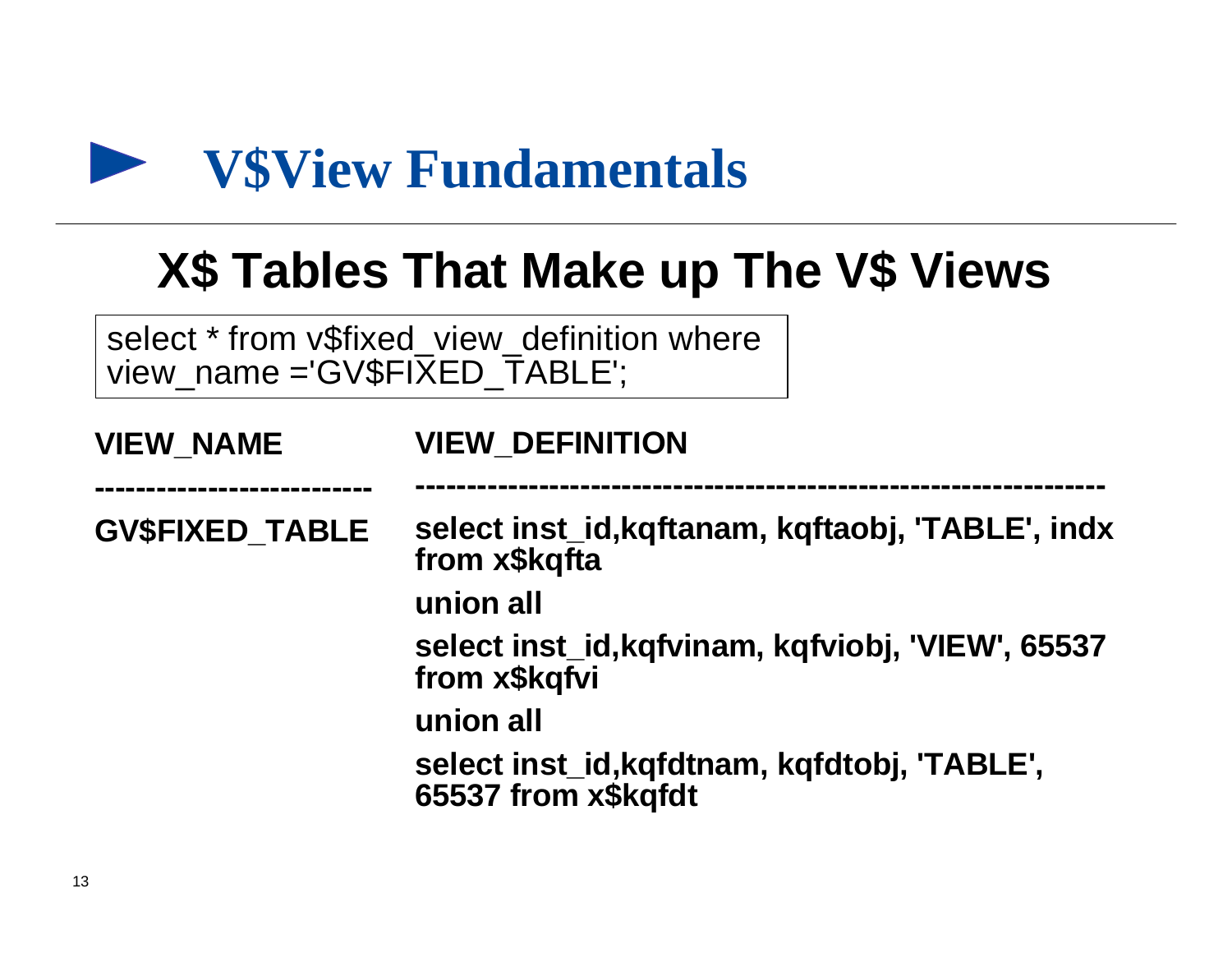# V$View Fundamentals

## X$ Tables That Make up The V$ Views

```
select * from v$fixed_view_definition where
view_name ='GV$FIXED_TABLE';
```

| VIEW_NAME | VIEW_DEFINITION |
|---|---|
| GV$FIXED_TABLE | select inst_id,kqftanam, kqftaobj, 'TABLE', indx from x$kqfta<br>union all<br>select inst_id,kqfvinam, kqfviobj, 'VIEW', 65537 from x$kqfvi<br>union all<br>select inst_id,kqfdtnam, kqfdtobj, 'TABLE', 65537 from x$kqfdt |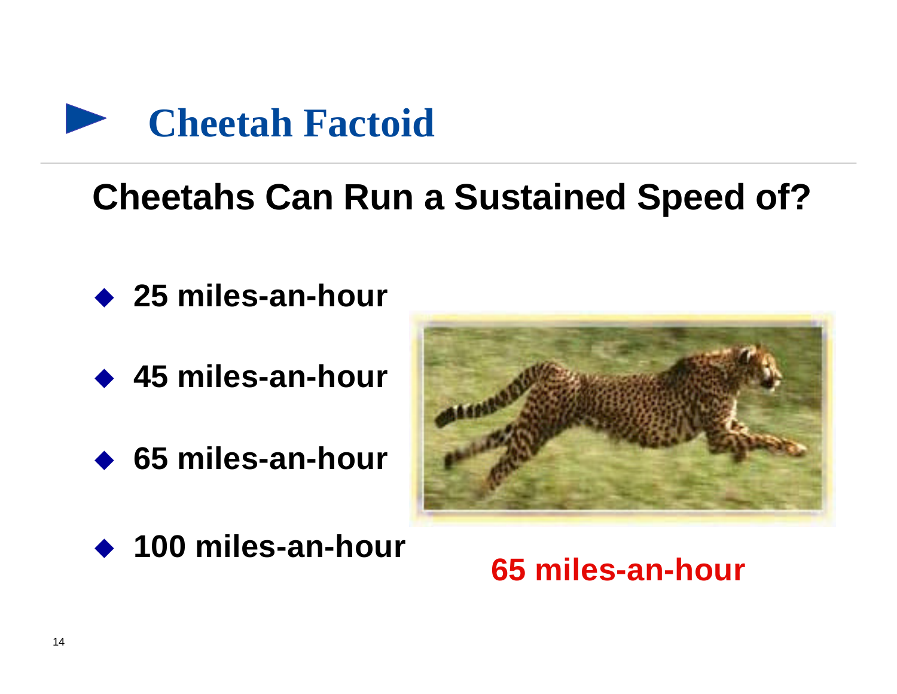# Cheetah Factoid

## Cheetahs Can Run a Sustained Speed of?

- **25 miles-an-hour**
- **45 miles-an-hour**
- **65 miles-an-hour**
- **100 miles-an-hour**

**65 miles-an-hour**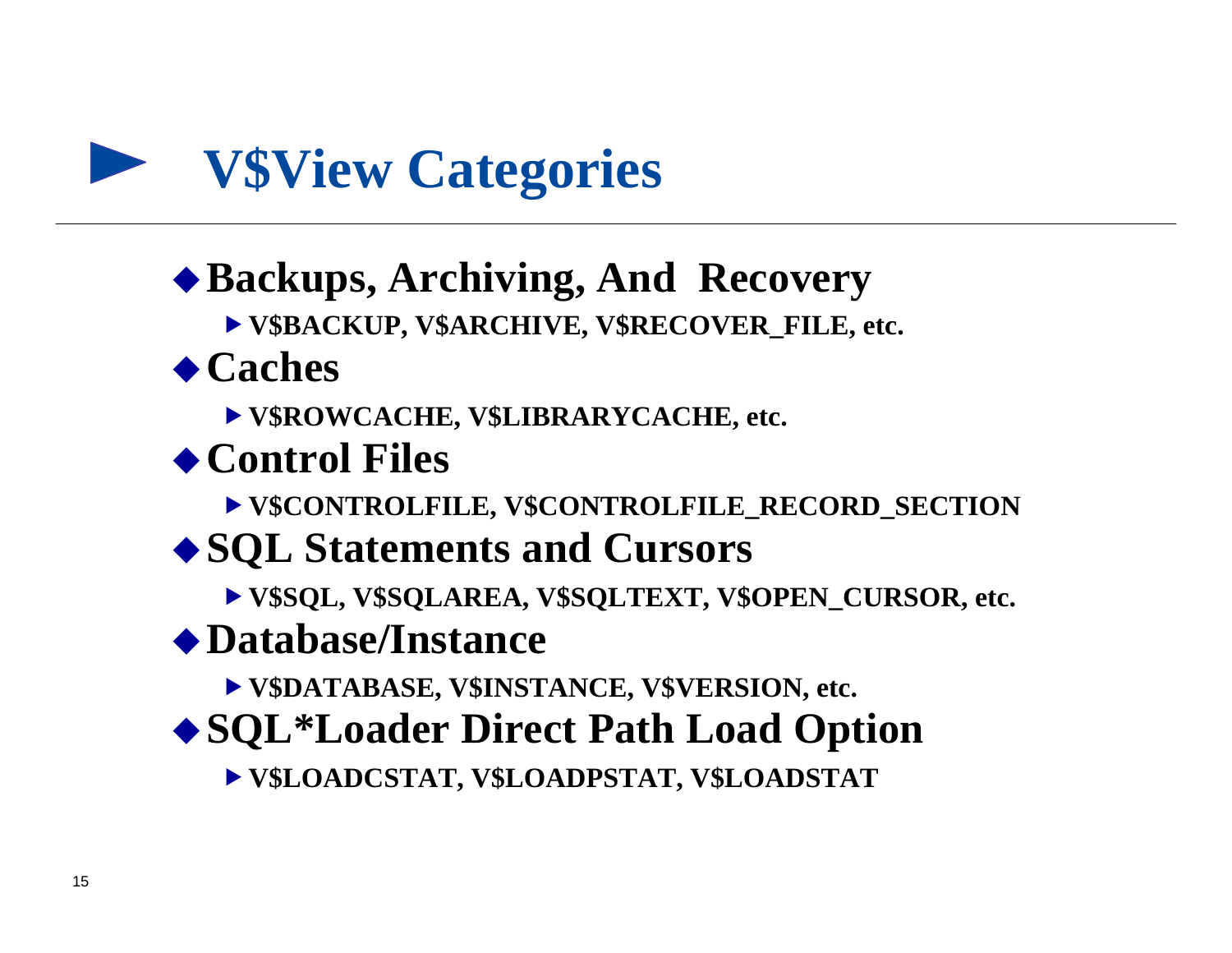# V$View Categories

- **Backups, Archiving, And Recovery**
  - **V$BACKUP, V$ARCHIVE, V$RECOVER_FILE, etc.**
- **Caches**
  - **V$ROWCACHE, V$LIBRARYCACHE, etc.**
- **Control Files**
  - **V$CONTROLFILE, V$CONTROLFILE_RECORD_SECTION**
- **SQL Statements and Cursors**
  - **V$SQL, V$SQLAREA, V$SQLTEXT, V$OPEN_CURSOR, etc.**
- **Database/Instance**
  - **V$DATABASE, V$INSTANCE, V$VERSION, etc.**
- **SQL*Loader Direct Path Load Option**
  - **V$LOADCSTAT, V$LOADPSTAT, V$LOADSTAT**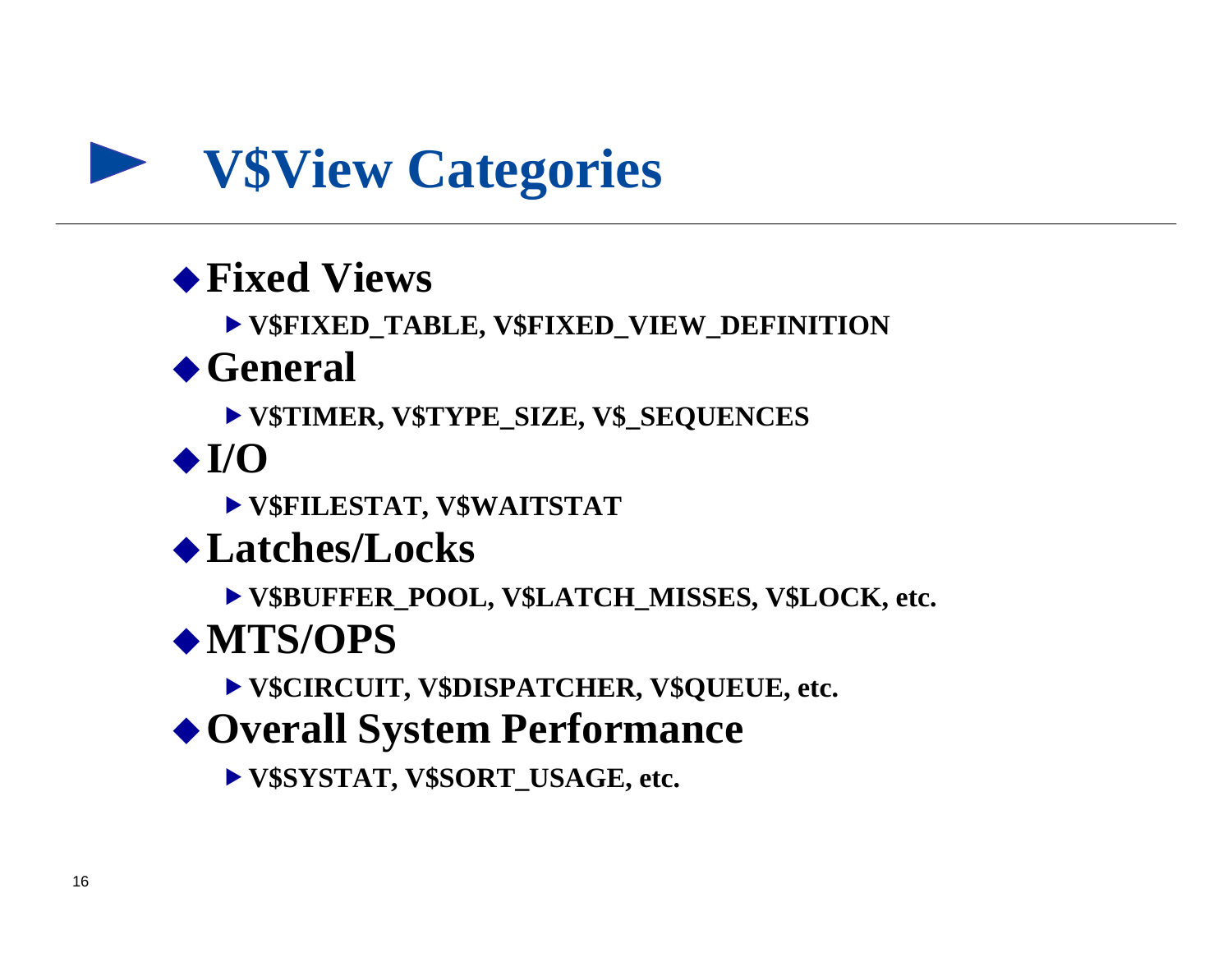# V$View Categories

- **Fixed Views**
  - **V$FIXED_TABLE, V$FIXED_VIEW_DEFINITION**
- **General**
  - **V$TIMER, V$TYPE_SIZE, V$_SEQUENCES**
- **I/O**
  - **V$FILESTAT, V$WAITSTAT**
- **Latches/Locks**
  - **V$BUFFER_POOL, V$LATCH_MISSES, V$LOCK, etc.**
- **MTS/OPS**
  - **V$CIRCUIT, V$DISPATCHER, V$QUEUE, etc.**
- **Overall System Performance**
  - **V$SYSTAT, V$SORT_USAGE, etc.**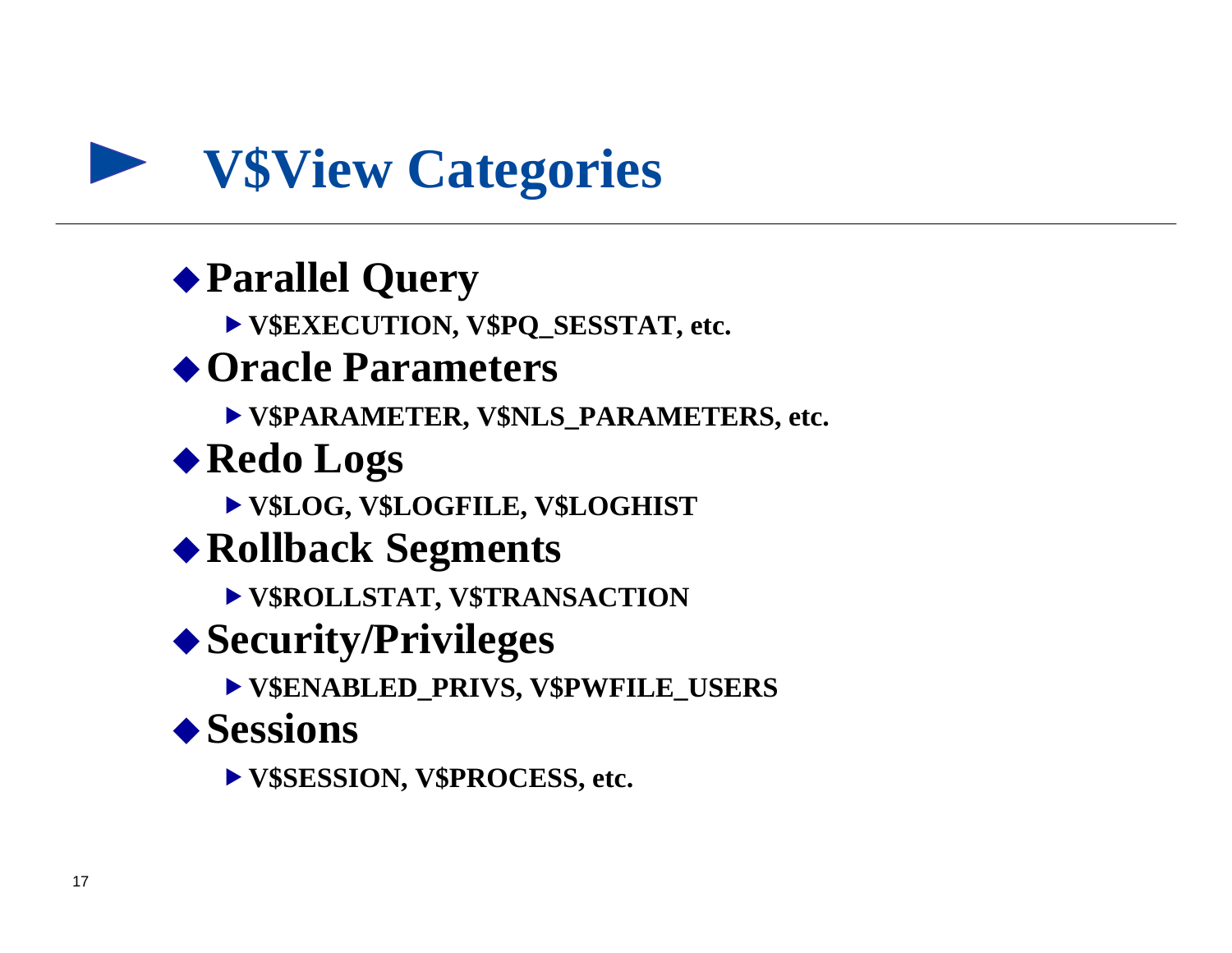# V$View Categories

- **Parallel Query**
  - **V$EXECUTION, V$PQ_SESSTAT, etc.**
- **Oracle Parameters**
  - **V$PARAMETER, V$NLS_PARAMETERS, etc.**
- **Redo Logs**
  - **V$LOG, V$LOGFILE, V$LOGHIST**
- **Rollback Segments**
  - **V$ROLLSTAT, V$TRANSACTION**
- **Security/Privileges**
  - **V$ENABLED_PRIVS, V$PWFILE_USERS**
- **Sessions**
  - **V$SESSION, V$PROCESS, etc.**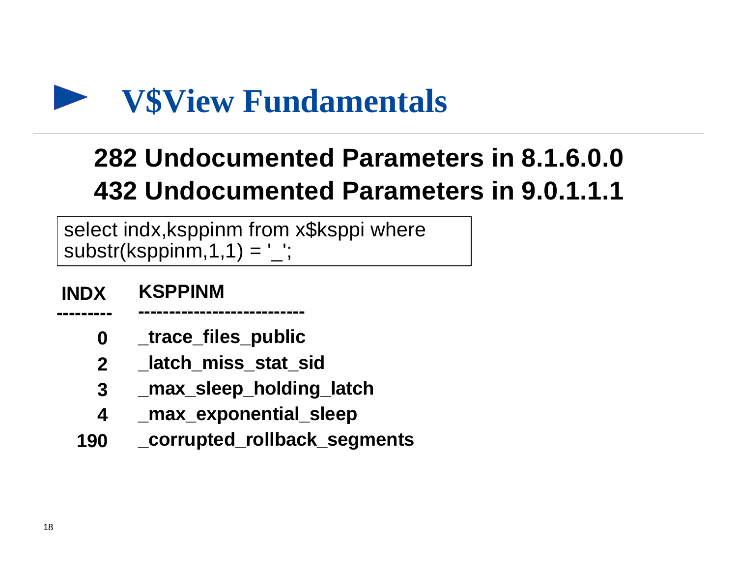# V$View Fundamentals

## 282 Undocumented Parameters in 8.1.6.0.0
## 432 Undocumented Parameters in 9.0.1.1.1

```
select indx,ksppinm from x$ksppi where
substr(ksppinm,1,1) = '_';
```

| INDX | KSPPINM |
|---|---|
| 0 | _trace_files_public |
| 2 | _latch_miss_stat_sid |
| 3 | _max_sleep_holding_latch |
| 4 | _max_exponential_sleep |
| 190 | _corrupted_rollback_segments |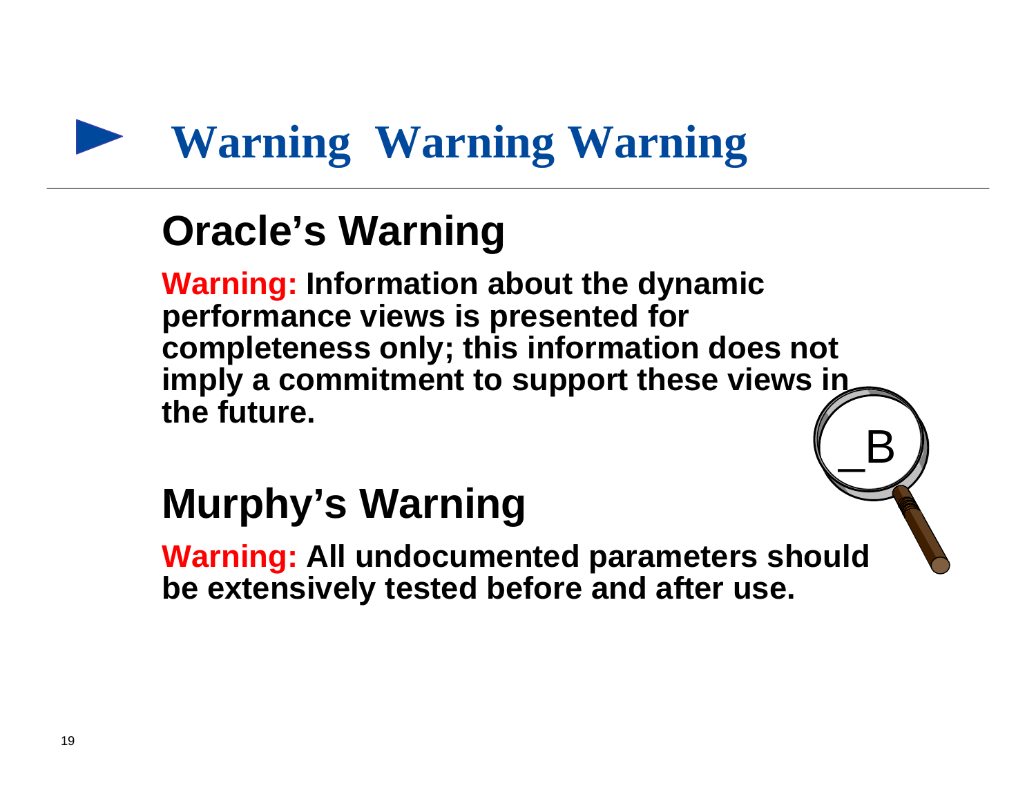# Warning Warning Warning

## Oracle's Warning

**Warning: Information about the dynamic performance views is presented for completeness only; this information does not imply a commitment to support these views in the future.**

_B

## Murphy's Warning

**Warning: All undocumented parameters should be extensively tested before and after use.**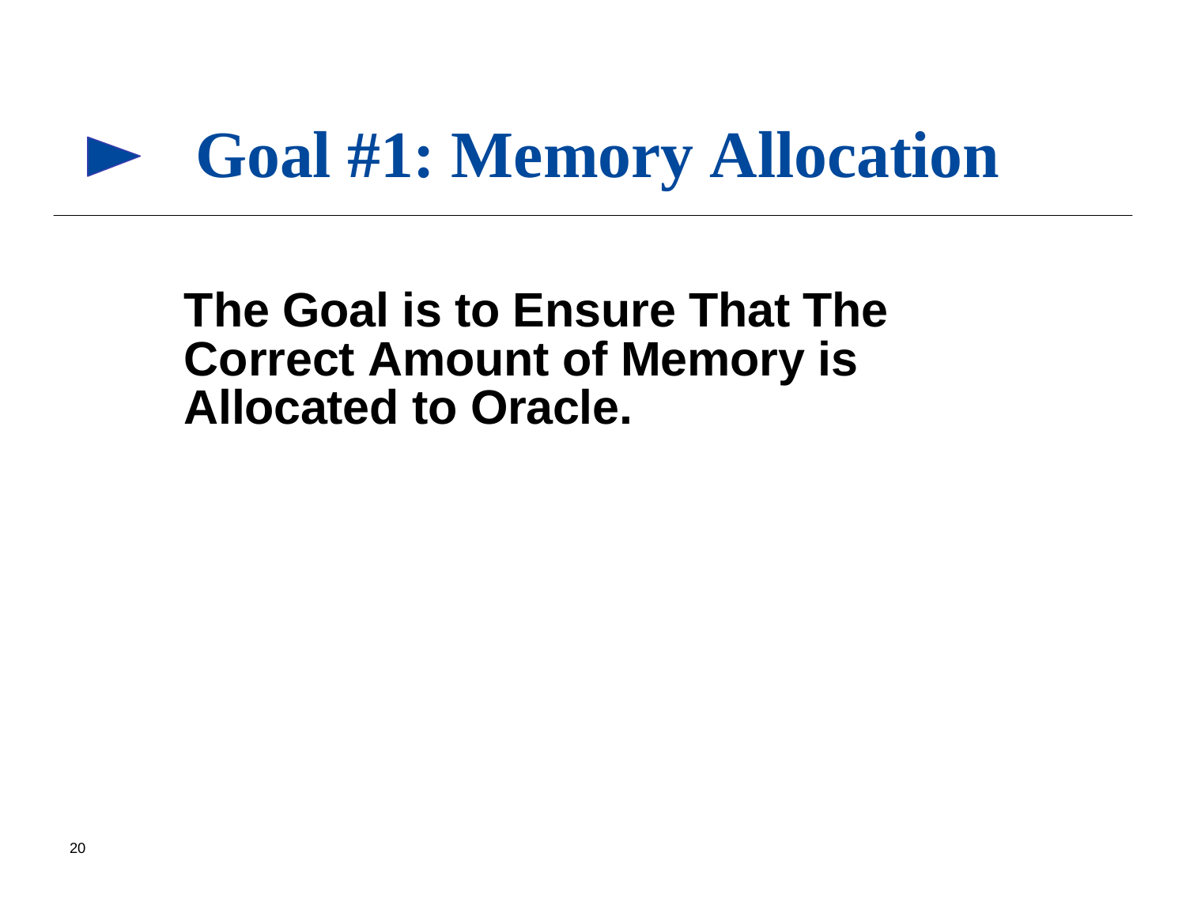# Goal #1: Memory Allocation

**The Goal is to Ensure That The Correct Amount of Memory is Allocated to Oracle.**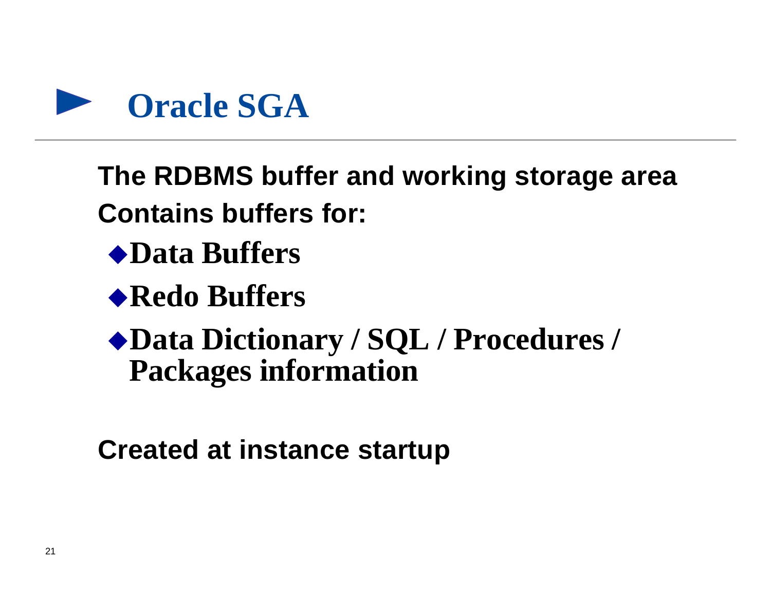# Oracle SGA

**The RDBMS buffer and working storage area**

**Contains buffers for:**

- **Data Buffers**
- **Redo Buffers**
- **Data Dictionary / SQL / Procedures / Packages information**

**Created at instance startup**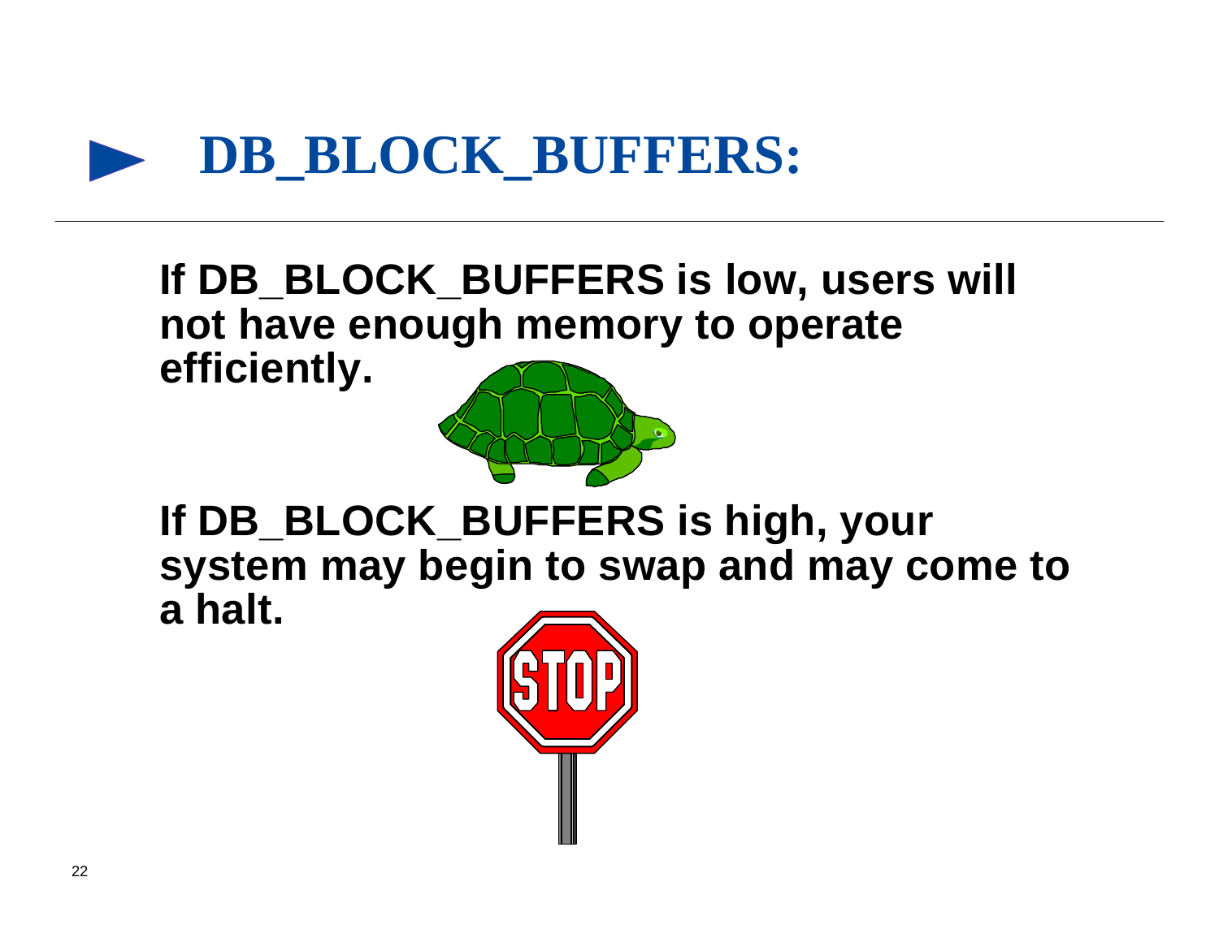# DB_BLOCK_BUFFERS:

**If DB_BLOCK_BUFFERS is low, users will not have enough memory to operate efficiently.**

**If DB_BLOCK_BUFFERS is high, your system may begin to swap and may come to a halt.**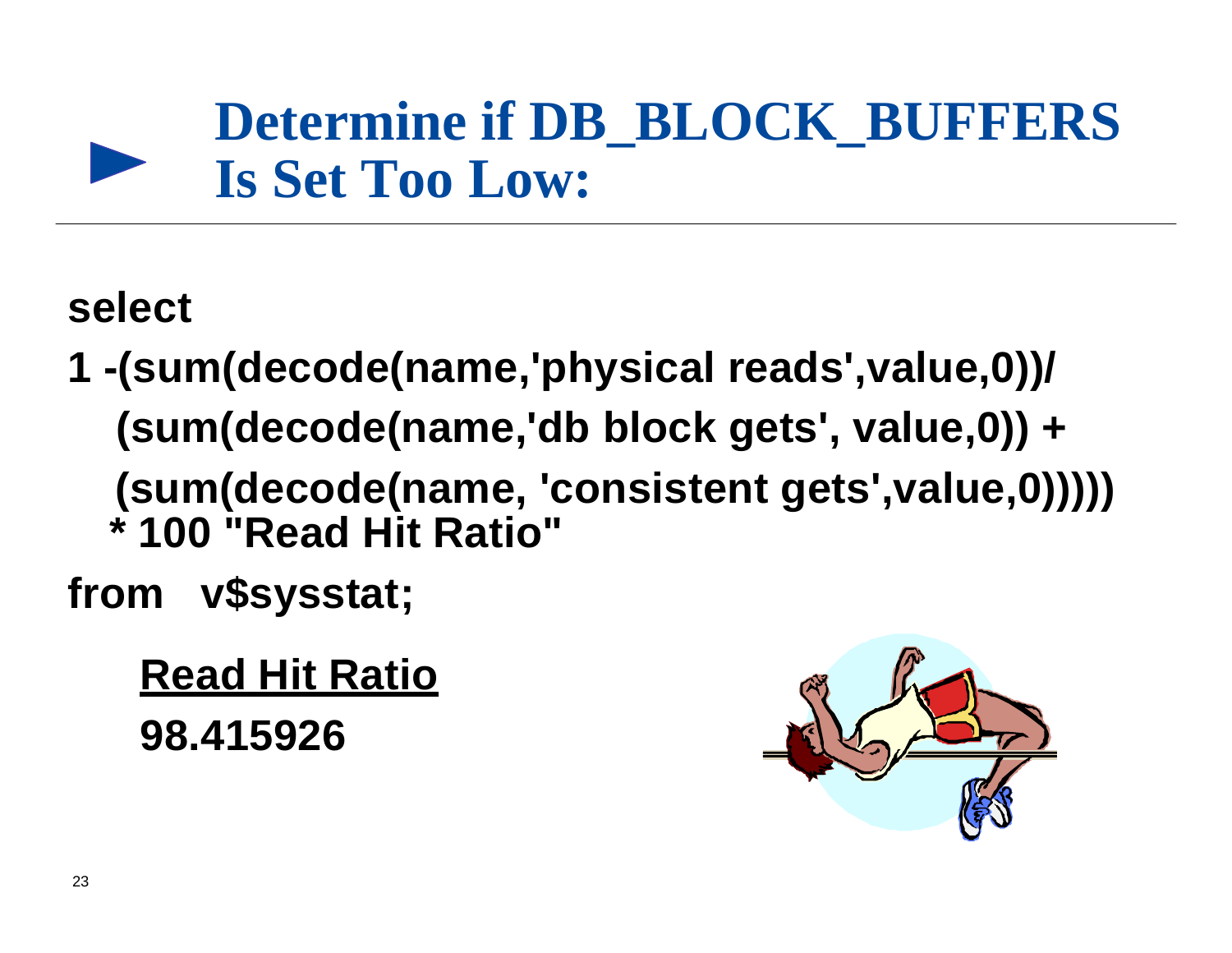# Determine if DB_BLOCK_BUFFERS Is Set Too Low:

```
select
1 -(sum(decode(name,'physical reads',value,0))/
   (sum(decode(name,'db block gets', value,0)) +
   (sum(decode(name, 'consistent gets',value,0)))))
  * 100 "Read Hit Ratio"
from   v$sysstat;
```

<u>**Read Hit Ratio**</u>

**98.415926**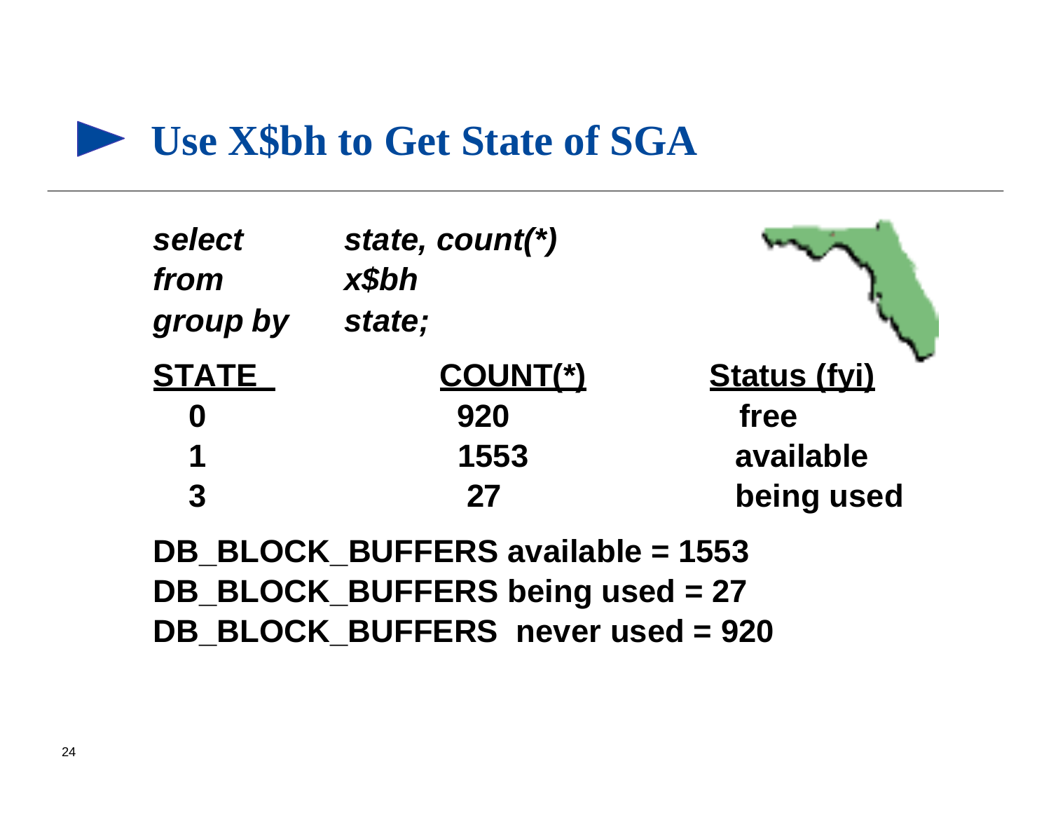# Use X$bh to Get State of SGA

```
select      state, count(*)
from        x$bh
group by    state;
```

| STATE | COUNT(*) | Status (fyi) |
|---|---|---|
| 0 | 920 | free |
| 1 | 1553 | available |
| 3 | 27 | being used |

**DB_BLOCK_BUFFERS available = 1553**
**DB_BLOCK_BUFFERS being used = 27**
**DB_BLOCK_BUFFERS never used = 920**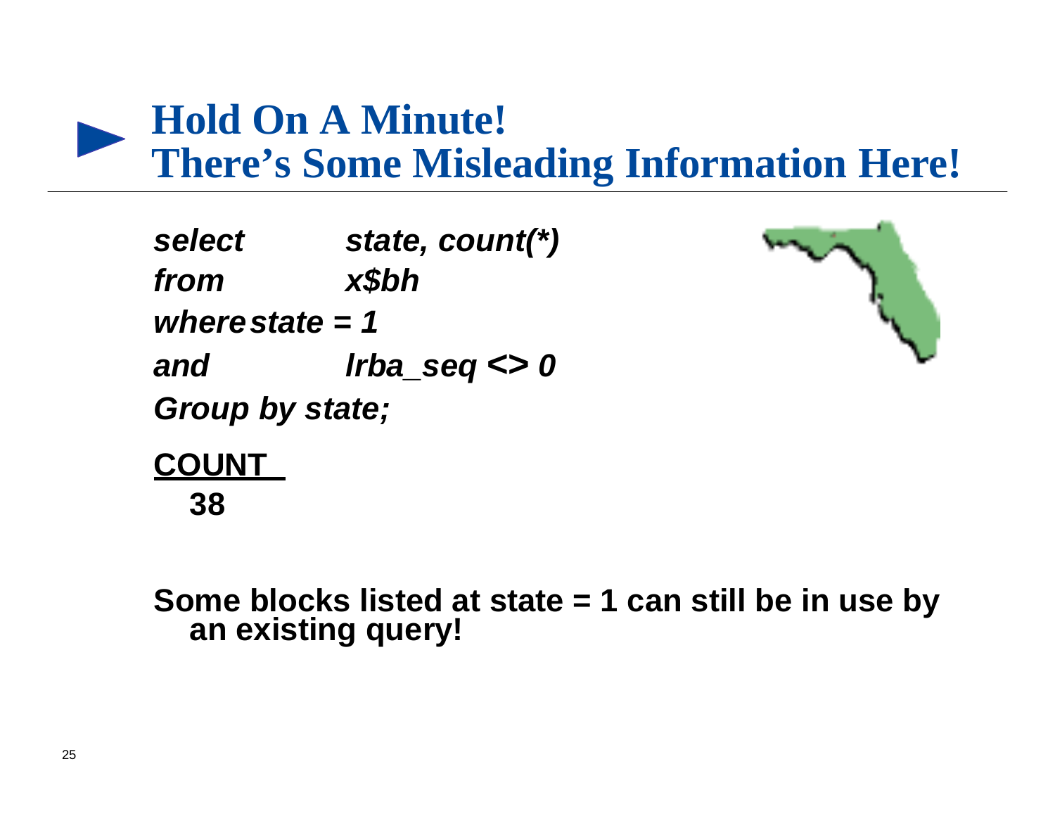# Hold On A Minute! There's Some Misleading Information Here!

```
select      state, count(*)
from        x$bh
where       state = 1
and         lrba_seq <> 0
Group by state;
```

| COUNT |
|---|
| 38 |

**Some blocks listed at state = 1 can still be in use by an existing query!**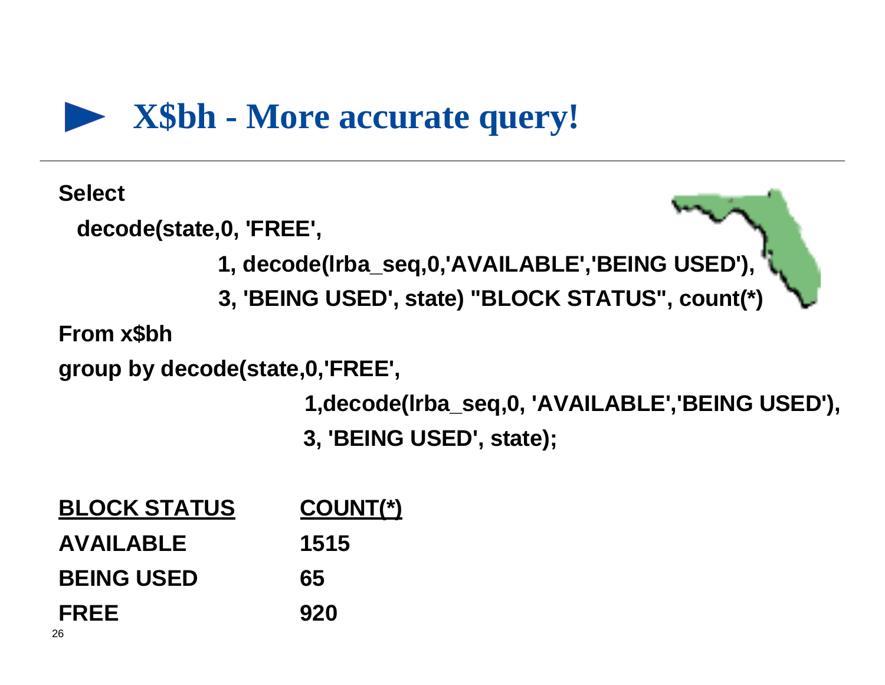# X$bh - More accurate query!

```
Select
  decode(state,0, 'FREE',
               1, decode(lrba_seq,0,'AVAILABLE','BEING USED'),
               3, 'BEING USED', state) "BLOCK STATUS", count(*)
From x$bh
group by decode(state,0,'FREE',
                   1,decode(lrba_seq,0, 'AVAILABLE','BEING USED'),
                   3, 'BEING USED', state);
```

| BLOCK STATUS | COUNT(*) |
|---|---|
| AVAILABLE | 1515 |
| BEING USED | 65 |
| FREE | 920 |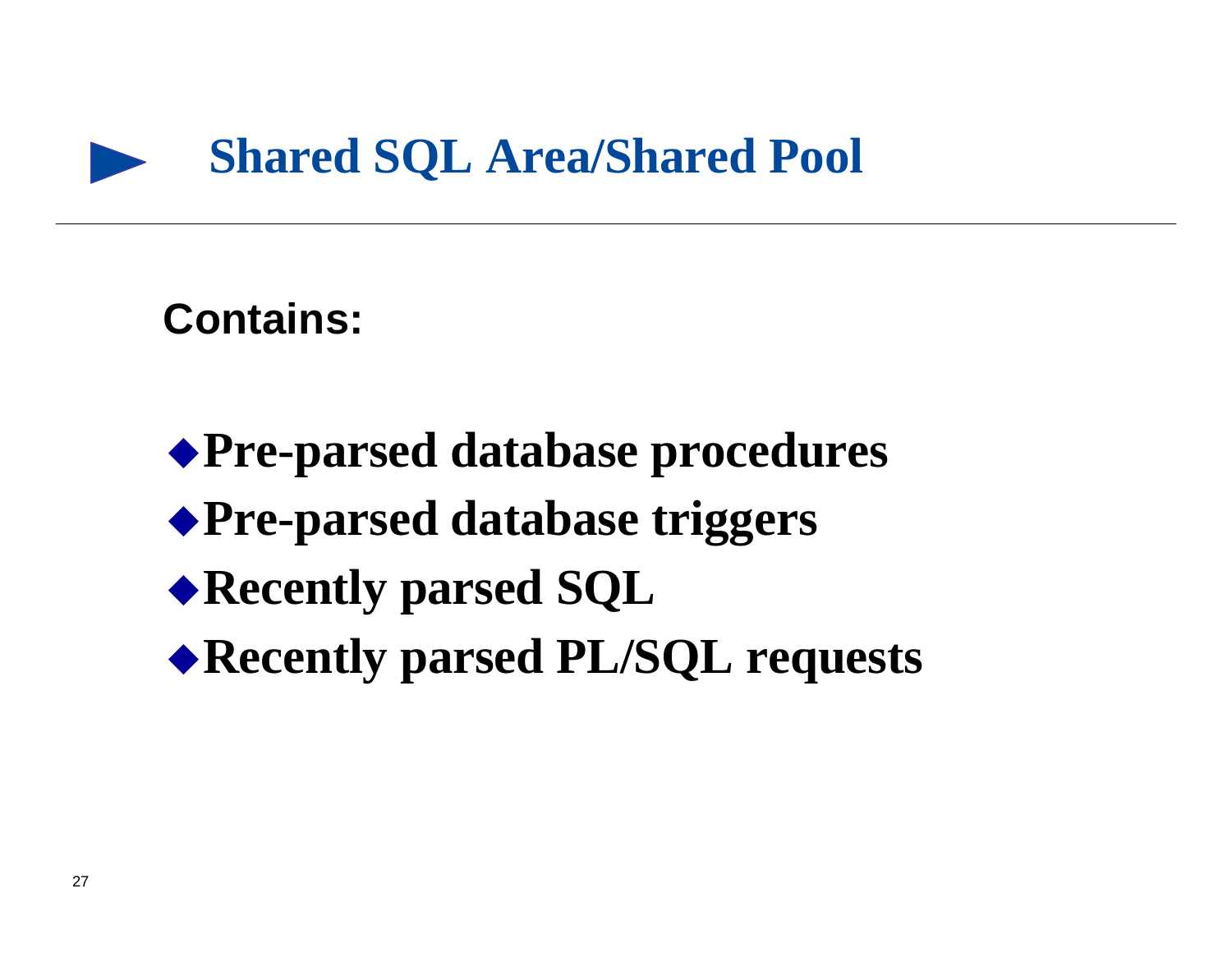# Shared SQL Area/Shared Pool

**Contains:**

- **Pre-parsed database procedures**
- **Pre-parsed database triggers**
- **Recently parsed SQL**
- **Recently parsed PL/SQL requests**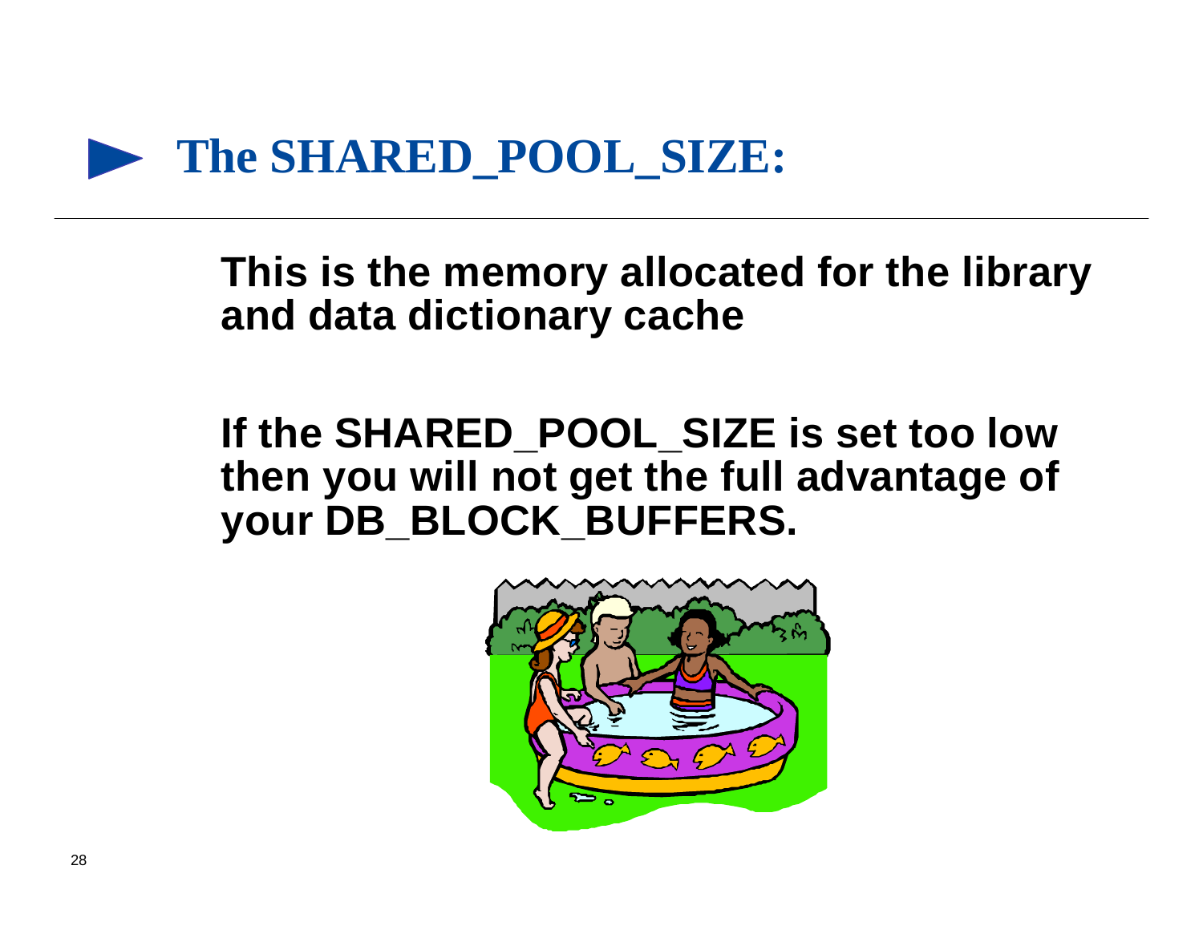# The SHARED_POOL_SIZE:

This is the memory allocated for the library and data dictionary cache

If the SHARED_POOL_SIZE is set too low then you will not get the full advantage of your DB_BLOCK_BUFFERS.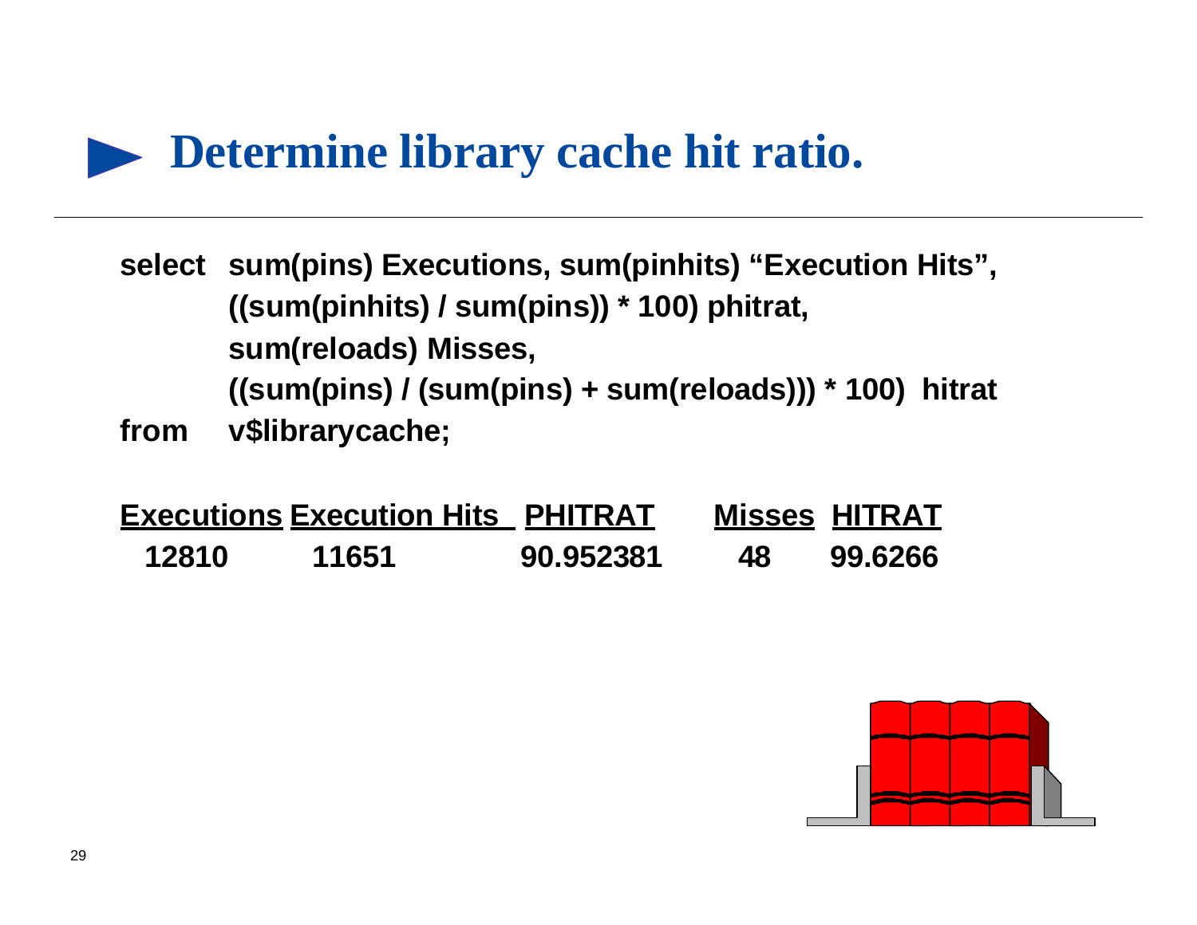# Determine library cache hit ratio.

```
select  sum(pins) Executions, sum(pinhits) “Execution Hits”,
        ((sum(pinhits) / sum(pins)) * 100) phitrat,
        sum(reloads) Misses,
        ((sum(pins) / (sum(pins) + sum(reloads))) * 100)  hitrat
from    v$librarycache;
```

| Executions | Execution Hits | PHITRAT | Misses | HITRAT |
| --- | --- | --- | --- | --- |
| 12810 | 11651 | 90.952381 | 48 | 99.6266 |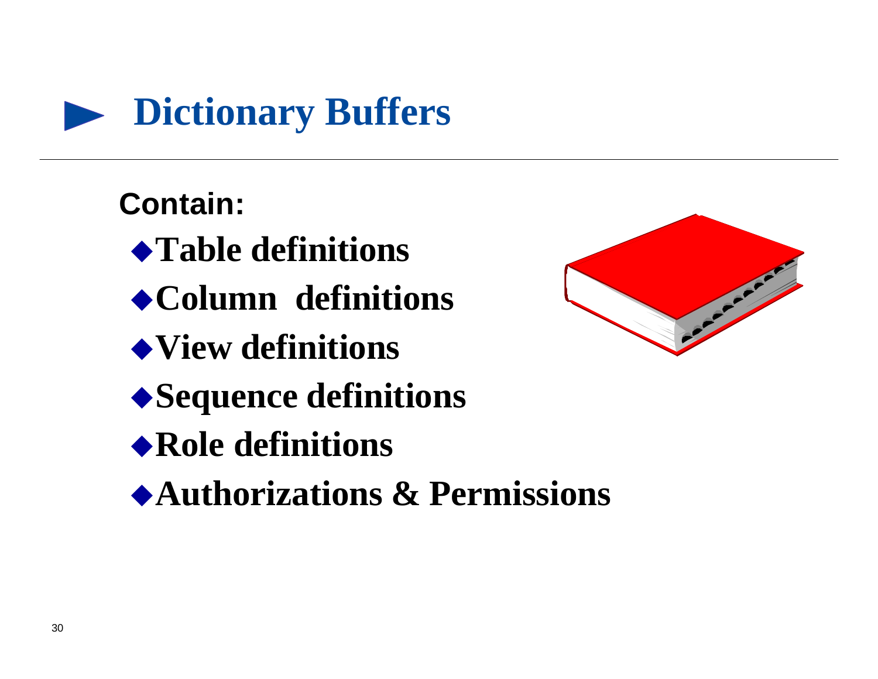# Dictionary Buffers

**Contain:**

- **Table definitions**
- **Column definitions**
- **View definitions**
- **Sequence definitions**
- **Role definitions**
- **Authorizations & Permissions**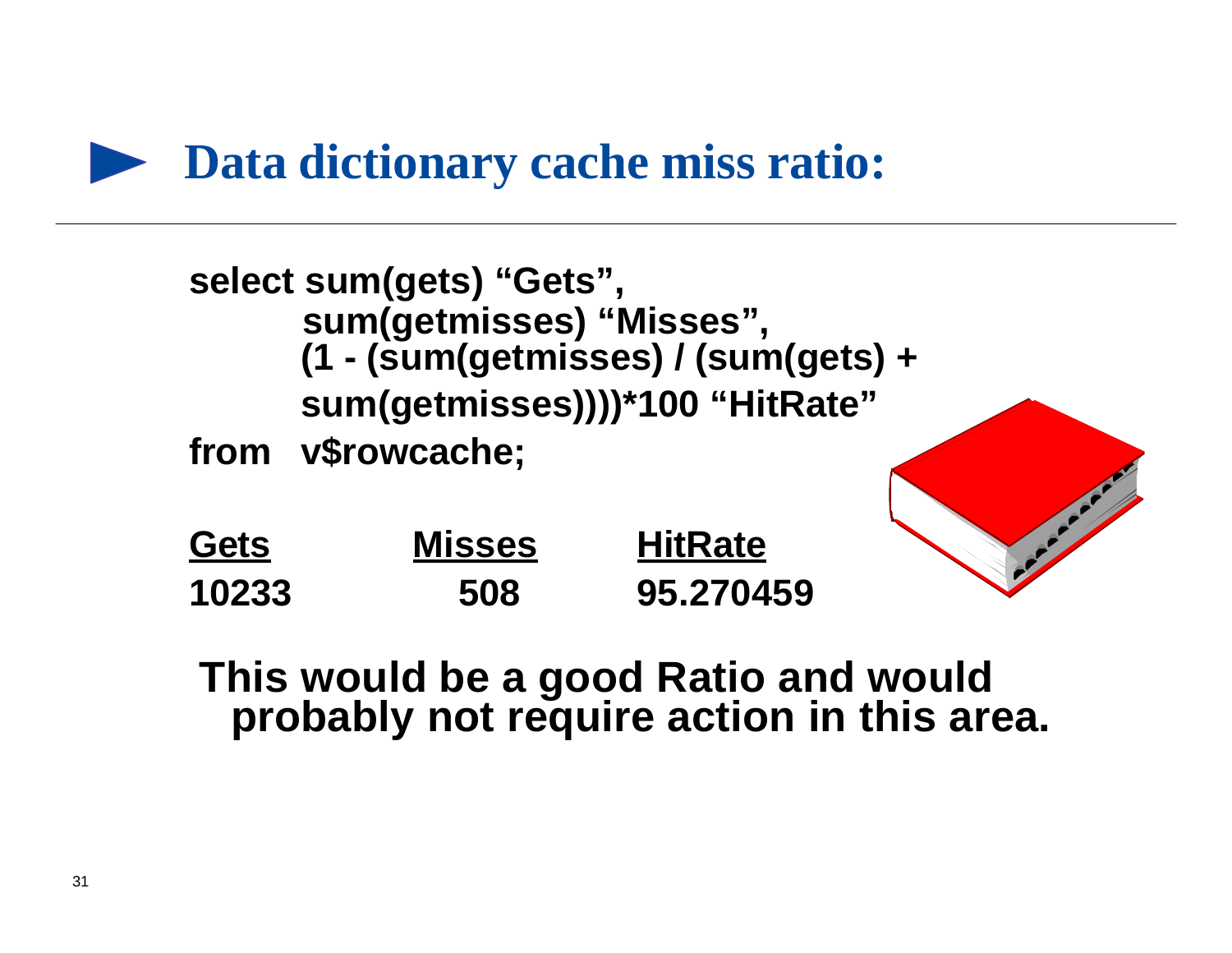# Data dictionary cache miss ratio:

```
select sum(gets) "Gets",
       sum(getmisses) "Misses",
       (1 - (sum(getmisses) / (sum(gets) +
       sum(getmisses))))*100 "HitRate"
from   v$rowcache;
```

| Gets | Misses | HitRate |
|---|---|---|
| 10233 | 508 | 95.270459 |

**This would be a good Ratio and would probably not require action in this area.**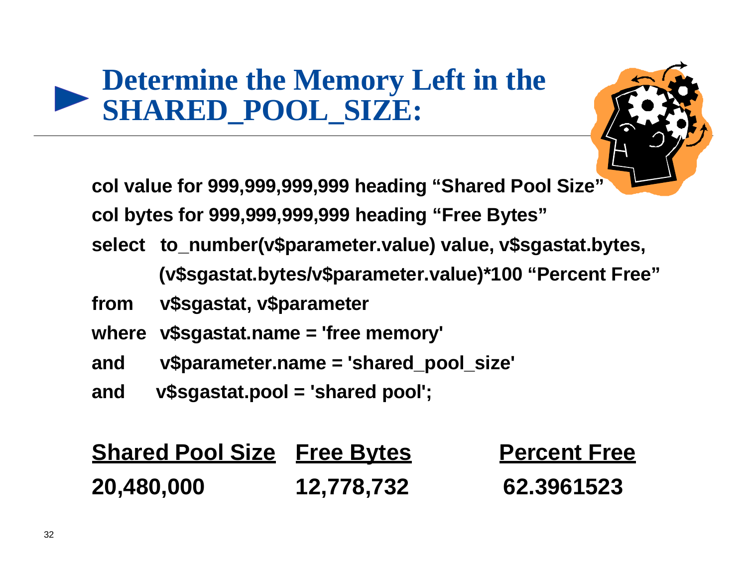# Determine the Memory Left in the SHARED_POOL_SIZE:

```
col value for 999,999,999,999 heading “Shared Pool Size”
col bytes for 999,999,999,999 heading “Free Bytes”
select  to_number(v$parameter.value) value, v$sgastat.bytes,
        (v$sgastat.bytes/v$parameter.value)*100 “Percent Free”
from    v$sgastat, v$parameter
where   v$sgastat.name = 'free memory'
and     v$parameter.name = 'shared_pool_size'
and     v$sgastat.pool = 'shared pool';
```

| Shared Pool Size | Free Bytes | Percent Free |
|---|---|---|
| 20,480,000 | 12,778,732 | 62.3961523 |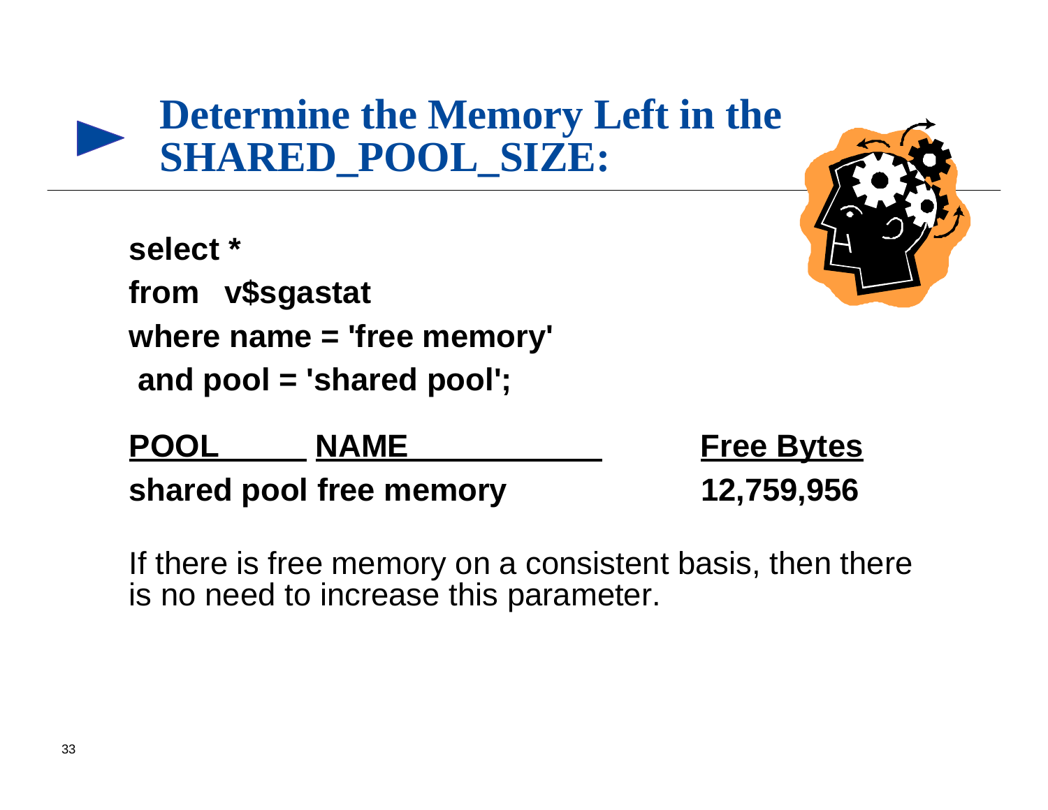# Determine the Memory Left in the SHARED_POOL_SIZE:

```
select *
from   v$sgastat
where name = 'free memory'
 and pool = 'shared pool';
```

| POOL | NAME | Free Bytes |
| --- | --- | --- |
| shared pool | free memory | 12,759,956 |

If there is free memory on a consistent basis, then there is no need to increase this parameter.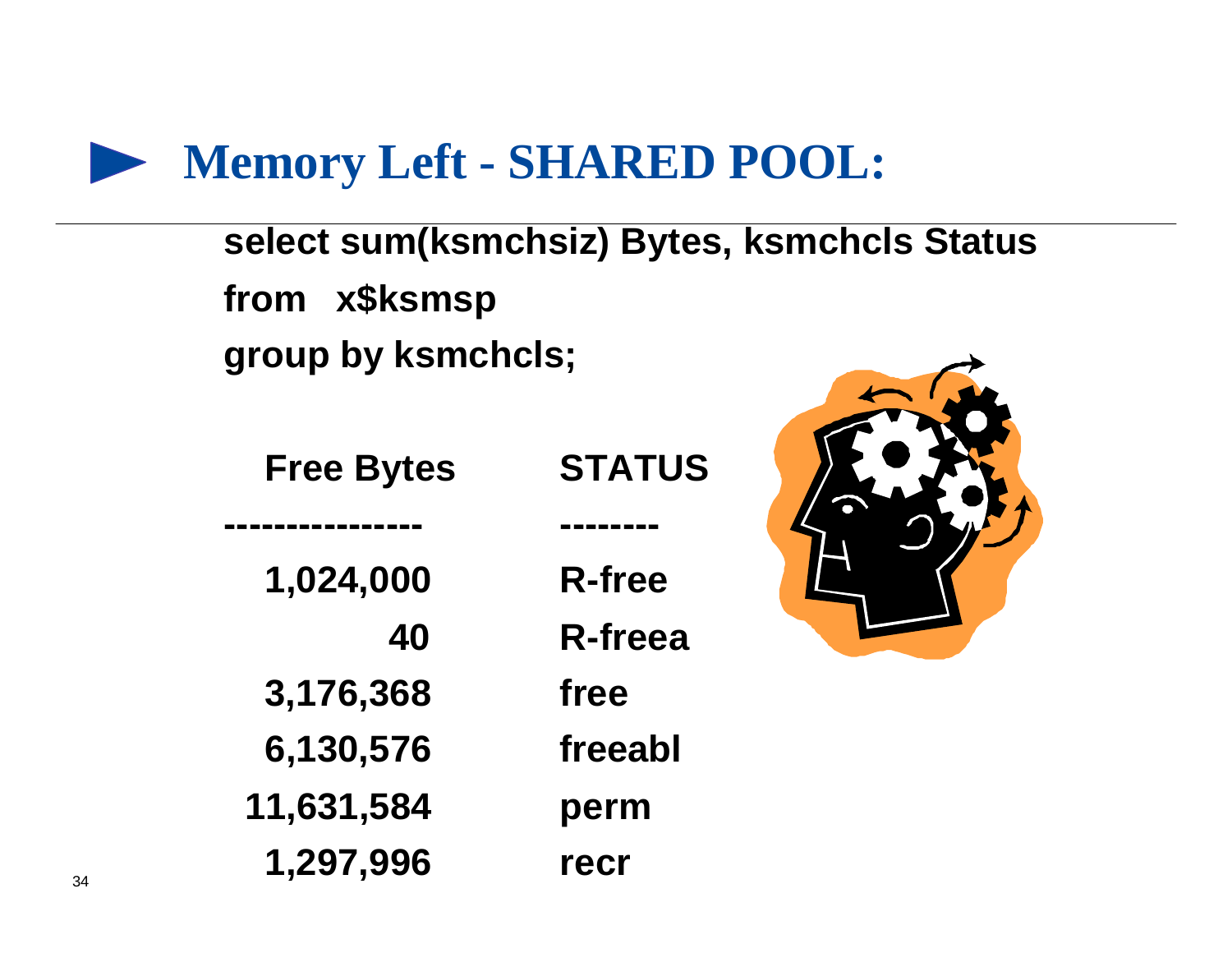## Memory Left - SHARED POOL:

```
select sum(ksmchsiz) Bytes, ksmchcls Status
from   x$ksmsp
group by ksmchcls;
```

| Free Bytes | STATUS |
|---|---|
| 1,024,000 | R-free |
| 40 | R-freea |
| 3,176,368 | free |
| 6,130,576 | freeabl |
| 11,631,584 | perm |
| 1,297,996 | recr |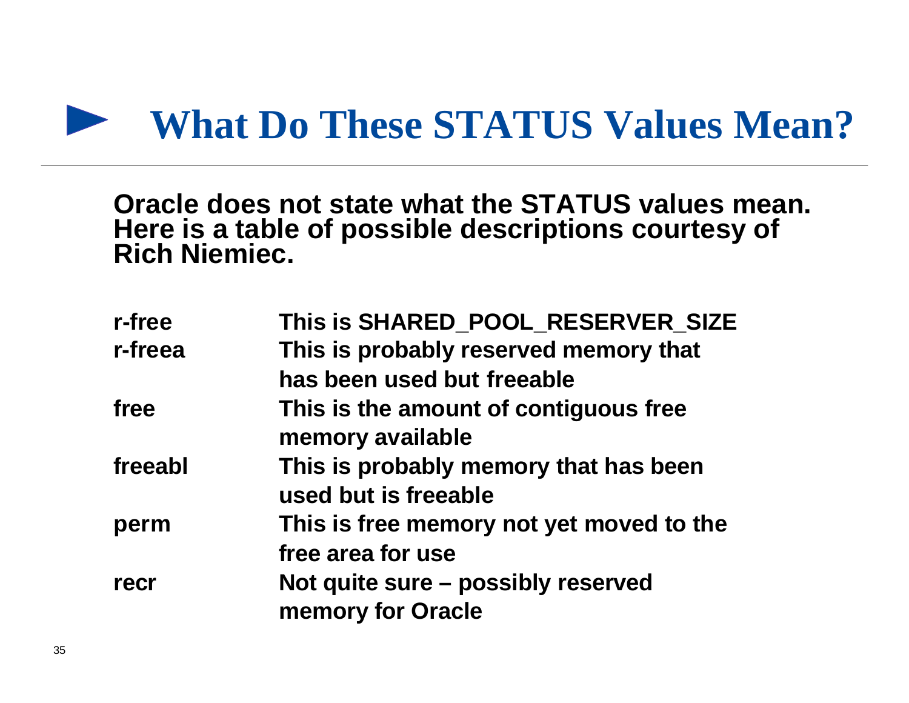# What Do These STATUS Values Mean?

**Oracle does not state what the STATUS values mean. Here is a table of possible descriptions courtesy of Rich Niemiec.**

| | |
|---|---|
| **r-free** | **This is SHARED_POOL_RESERVER_SIZE** |
| **r-freea** | **This is probably reserved memory that has been used but freeable** |
| **free** | **This is the amount of contiguous free memory available** |
| **freeabl** | **This is probably memory that has been used but is freeable** |
| **perm** | **This is free memory not yet moved to the free area for use** |
| **recr** | **Not quite sure – possibly reserved memory for Oracle** |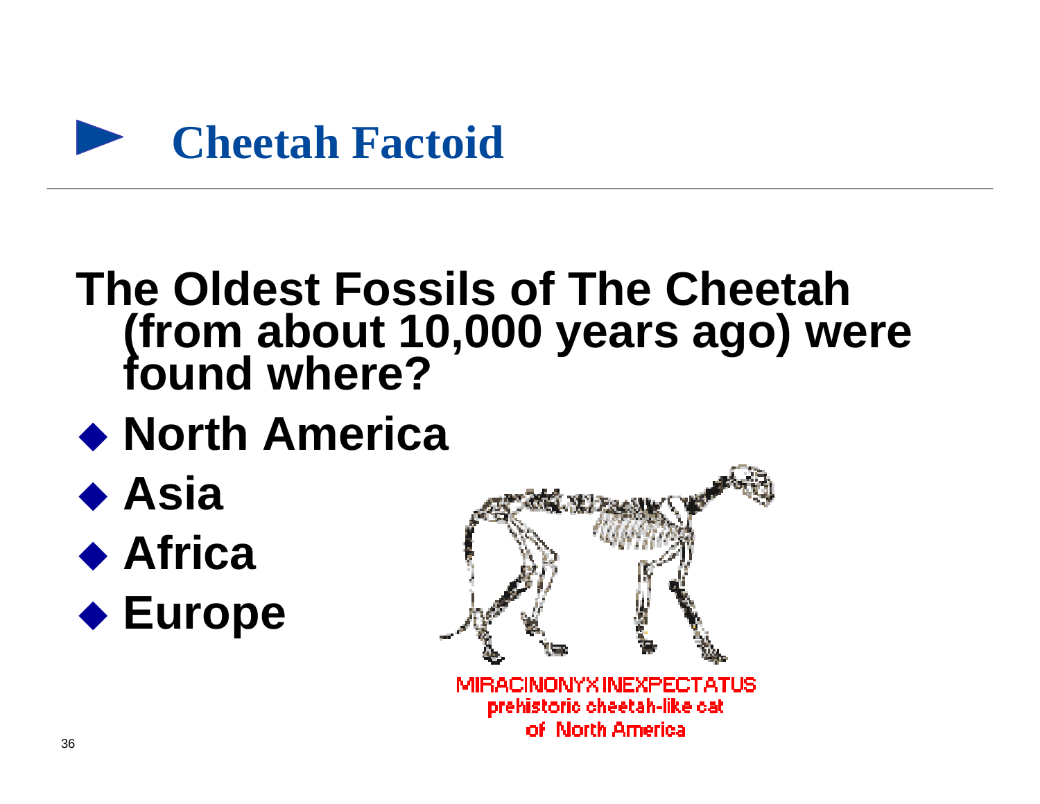# Cheetah Factoid

**The Oldest Fossils of The Cheetah (from about 10,000 years ago) were found where?**

- **North America**
- **Asia**
- **Africa**
- **Europe**

MIRACINONYX INEXPECTATUS
prehistoric cheetah-like cat
of North America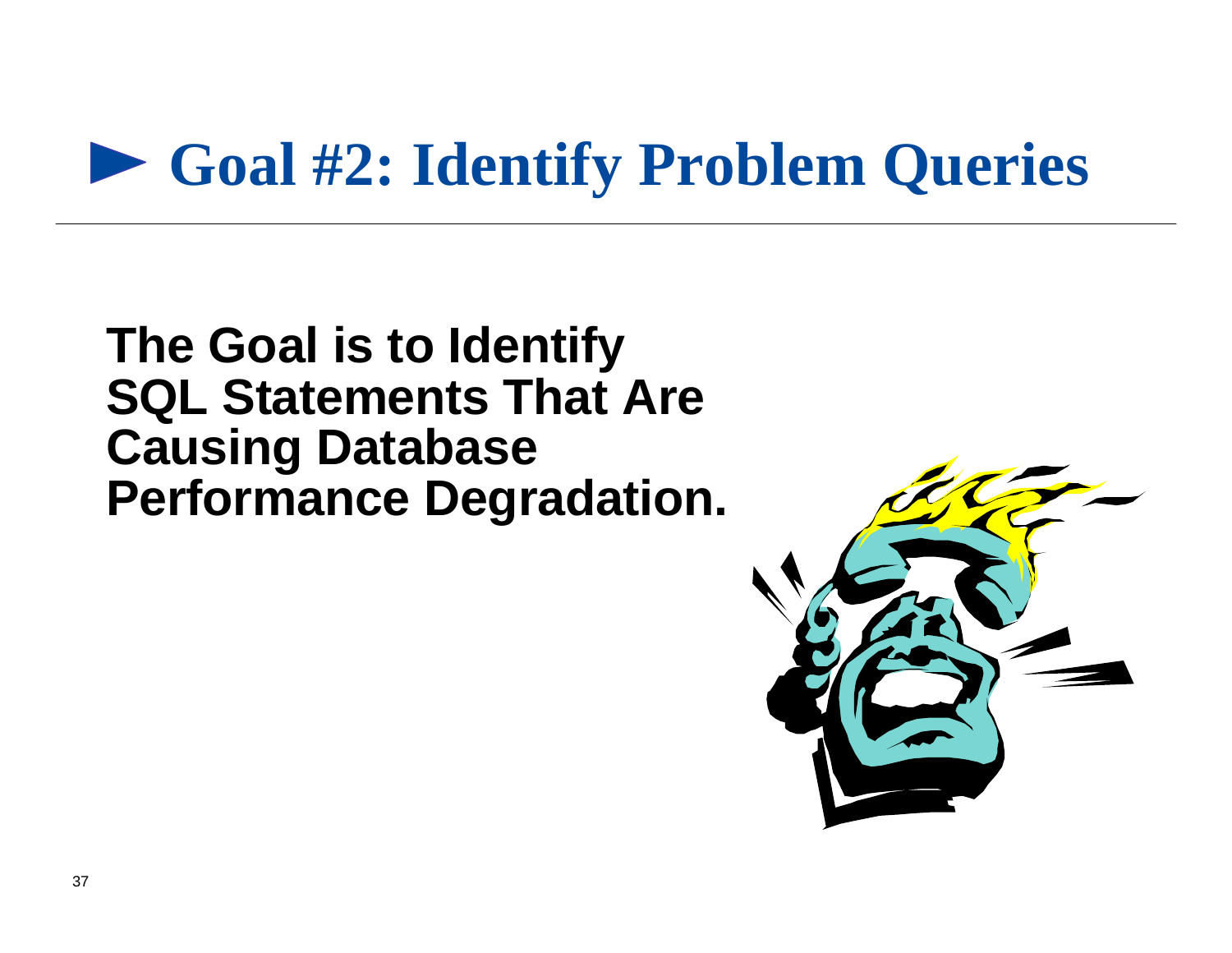# Goal #2: Identify Problem Queries

**The Goal is to Identify SQL Statements That Are Causing Database Performance Degradation.**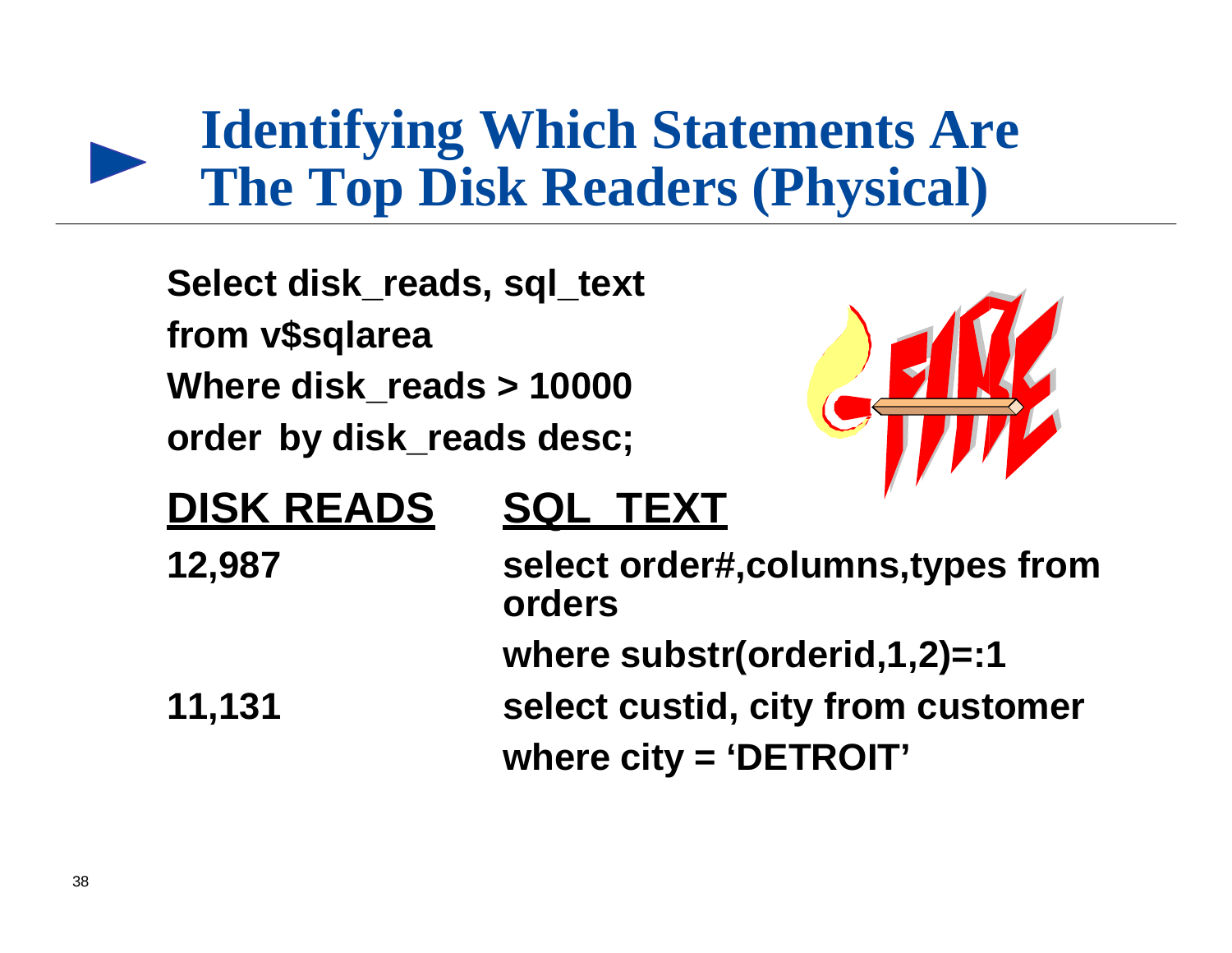# Identifying Which Statements Are The Top Disk Readers (Physical)

```
Select disk_reads, sql_text
from v$sqlarea
Where disk_reads > 10000
order by disk_reads desc;
```

| DISK READS | SQL_TEXT |
|---|---|
| 12,987 | select order#,columns,types from orders where substr(orderid,1,2)=:1 |
| 11,131 | select custid, city from customer where city = 'DETROIT' |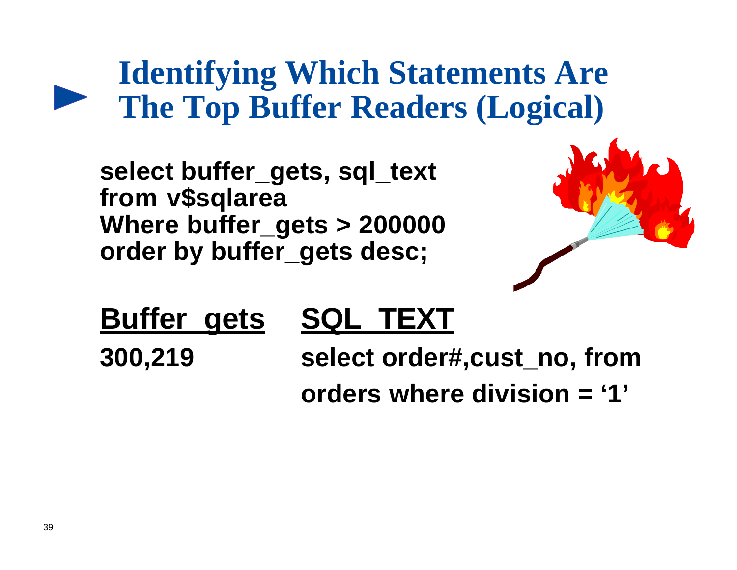# Identifying Which Statements Are The Top Buffer Readers (Logical)

```
select buffer_gets, sql_text
from v$sqlarea
Where buffer_gets > 200000
order by buffer_gets desc;
```

| Buffer_gets | SQL_TEXT |
|---|---|
| 300,219 | select order#,cust_no, from orders where division = '1' |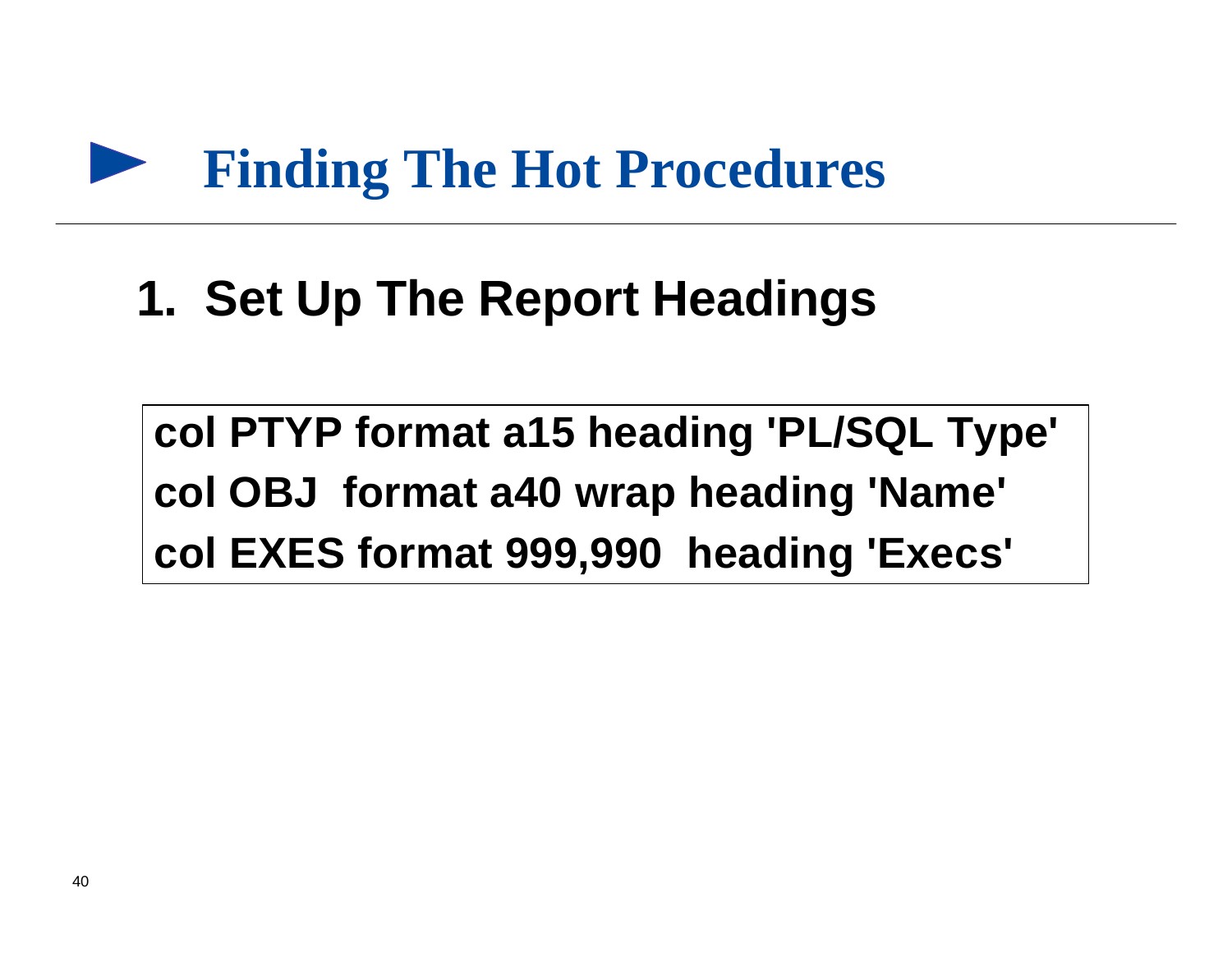# Finding The Hot Procedures

## 1. Set Up The Report Headings

```
col PTYP format a15 heading 'PL/SQL Type'
col OBJ  format a40 wrap heading 'Name'
col EXES format 999,990  heading 'Execs'
```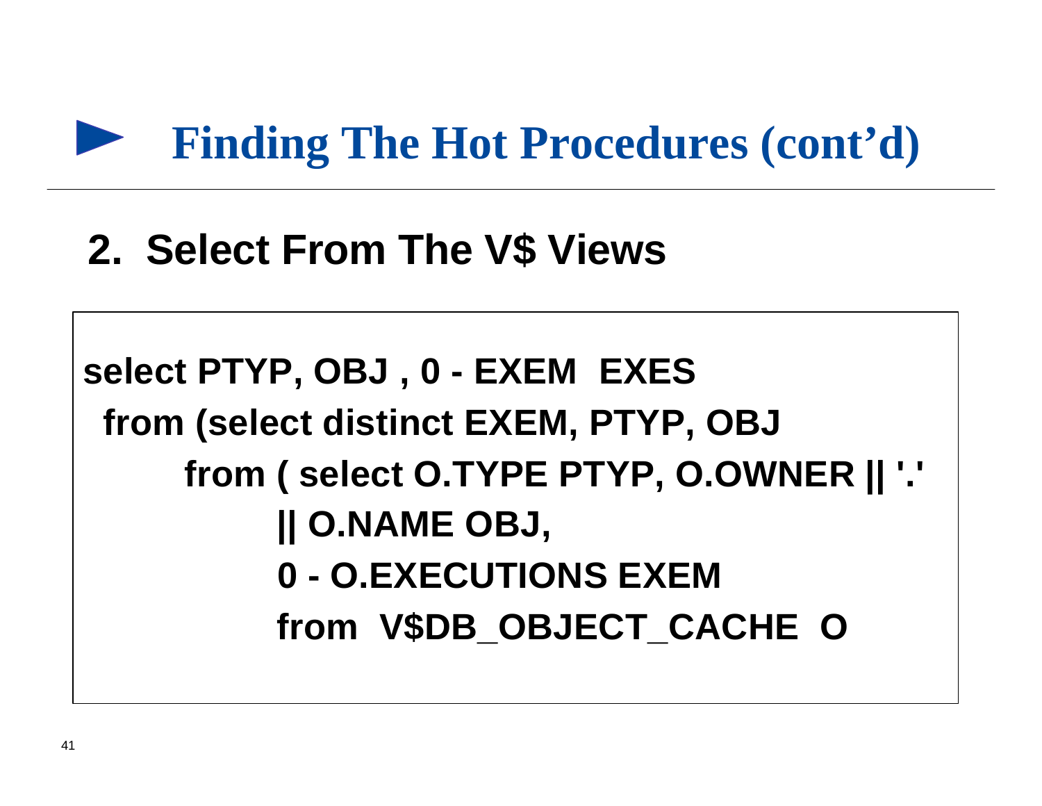# Finding The Hot Procedures (cont'd)

## 2. Select From The V$ Views

```
select PTYP, OBJ , 0 - EXEM  EXES
  from (select distinct EXEM, PTYP, OBJ
        from ( select O.TYPE PTYP, O.OWNER || '.'
               || O.NAME OBJ,
               0 - O.EXECUTIONS EXEM
               from  V$DB_OBJECT_CACHE  O
```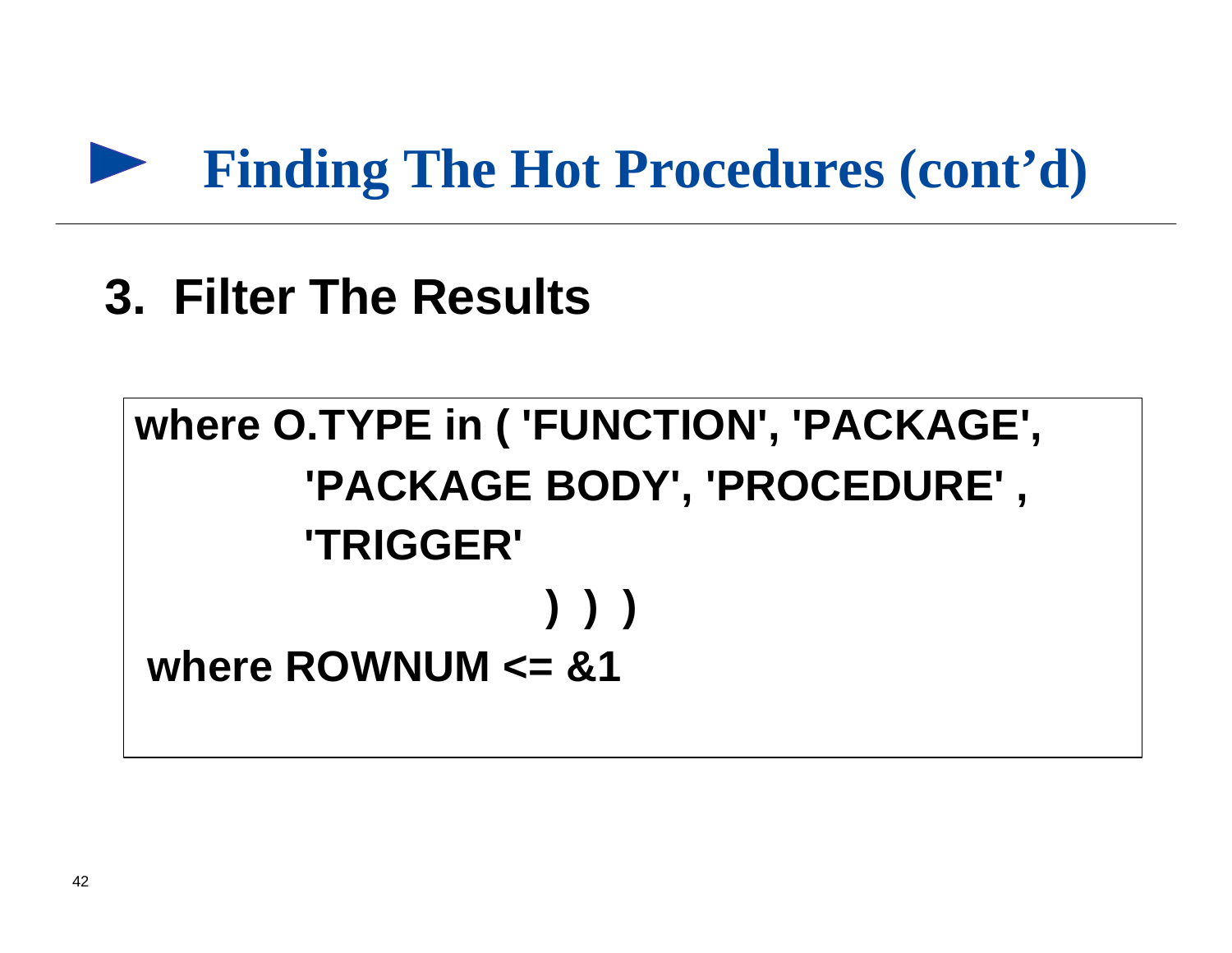# Finding The Hot Procedures (cont'd)

## 3. Filter The Results

```
where O.TYPE in ( 'FUNCTION', 'PACKAGE',
         'PACKAGE BODY', 'PROCEDURE' ,
         'TRIGGER'
                    ) ) )
 where ROWNUM <= &1
```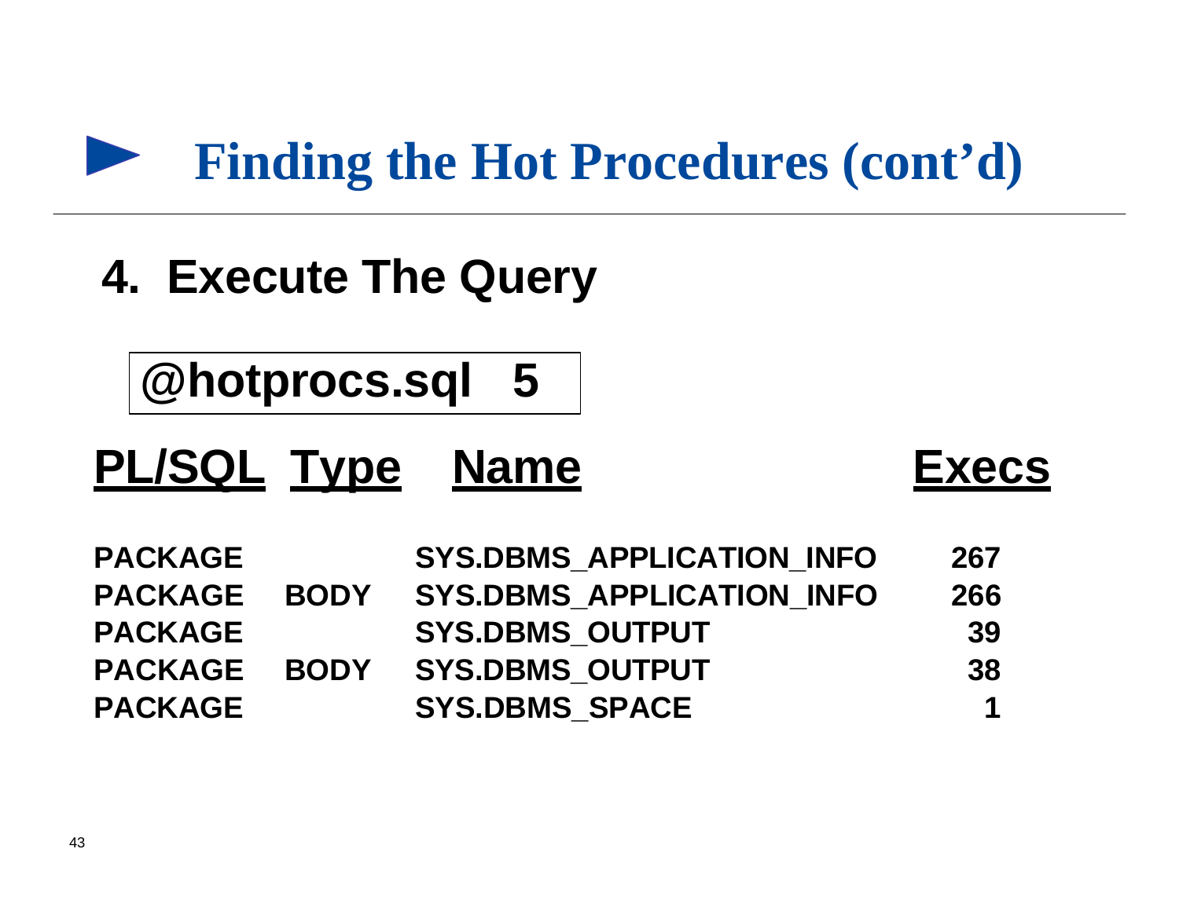# Finding the Hot Procedures (cont'd)

## 4. Execute The Query

```
@hotprocs.sql 5
```

| PL/SQL | Type | Name | Execs |
|---|---|---|---|
| PACKAGE | | SYS.DBMS_APPLICATION_INFO | 267 |
| PACKAGE | BODY | SYS.DBMS_APPLICATION_INFO | 266 |
| PACKAGE | | SYS.DBMS_OUTPUT | 39 |
| PACKAGE | BODY | SYS.DBMS_OUTPUT | 38 |
| PACKAGE | | SYS.DBMS_SPACE | 1 |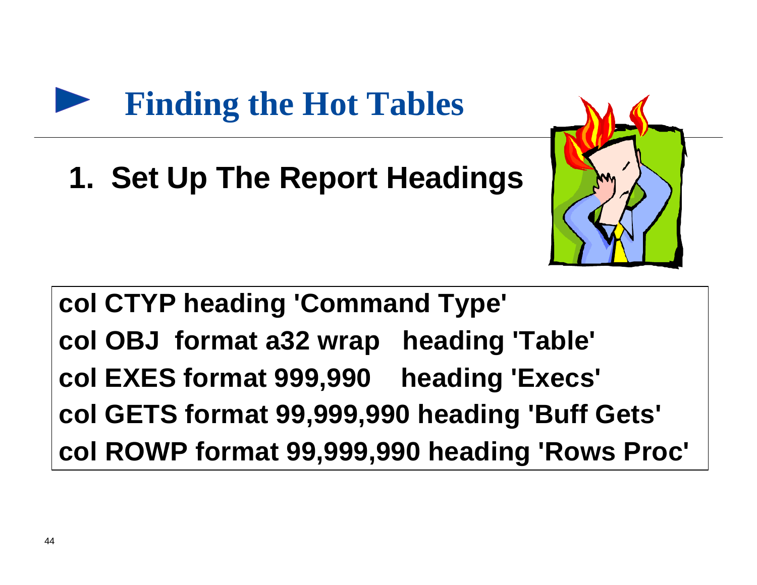# Finding the Hot Tables

## 1. Set Up The Report Headings

```
col CTYP heading 'Command Type'
col OBJ  format a32 wrap   heading 'Table'
col EXES format 999,990    heading 'Execs'
col GETS format 99,999,990 heading 'Buff Gets'
col ROWP format 99,999,990 heading 'Rows Proc'
```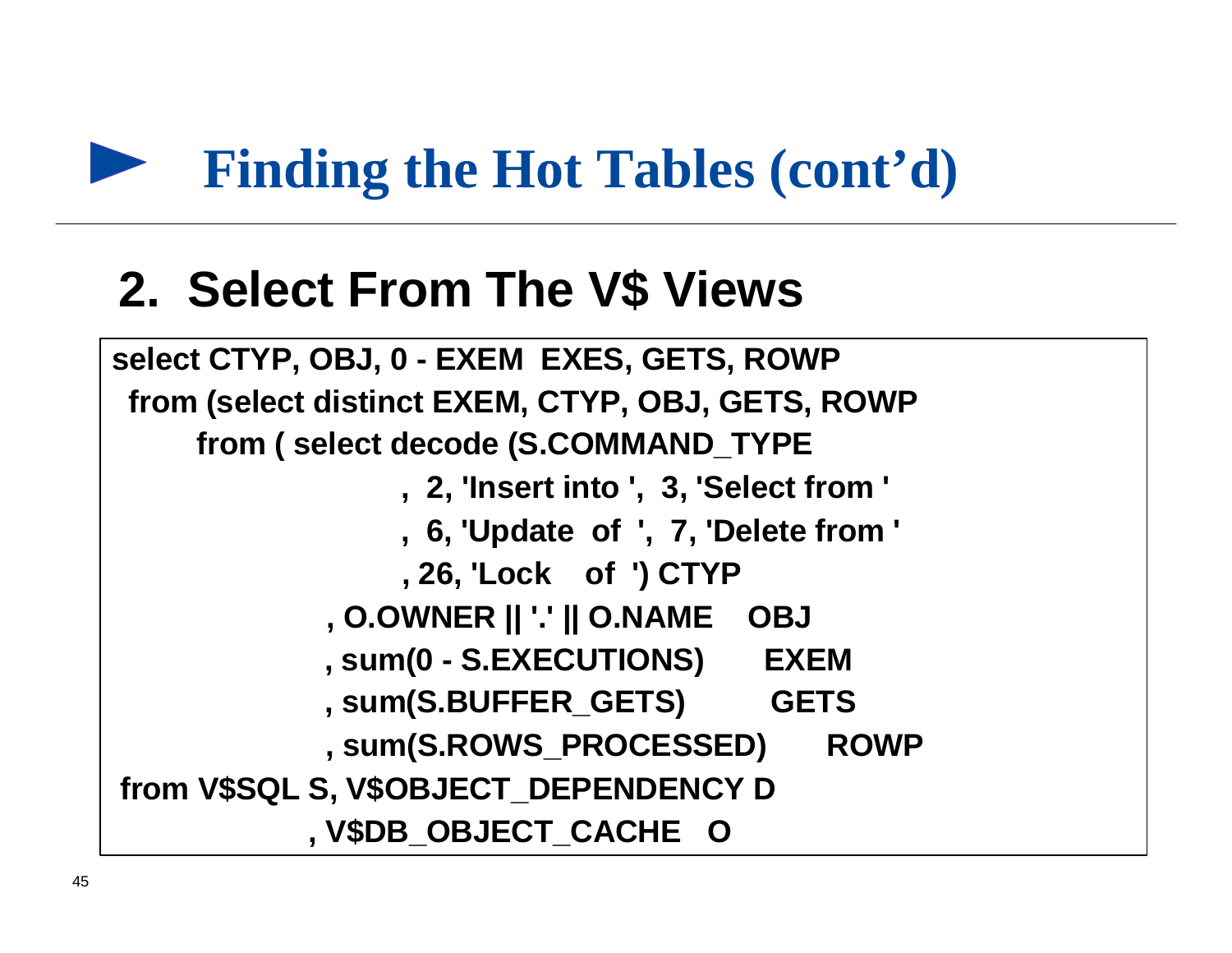# Finding the Hot Tables (cont'd)

## 2. Select From The V$ Views

```
select CTYP, OBJ, 0 - EXEM  EXES, GETS, ROWP
 from (select distinct EXEM, CTYP, OBJ, GETS, ROWP
      from ( select decode (S.COMMAND_TYPE
                        ,  2, 'Insert into ',  3, 'Select from '
                        ,  6, 'Update  of  ',  7, 'Delete from '
                        , 26, 'Lock    of  ') CTYP
               , O.OWNER || '.' || O.NAME    OBJ
               , sum(0 - S.EXECUTIONS)       EXEM
               , sum(S.BUFFER_GETS)          GETS
               , sum(S.ROWS_PROCESSED)       ROWP
 from V$SQL S, V$OBJECT_DEPENDENCY D
              , V$DB_OBJECT_CACHE   O
```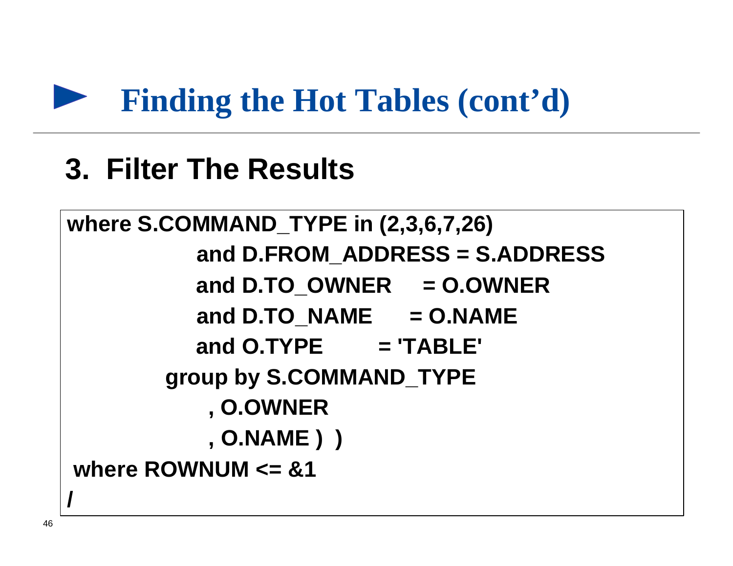# Finding the Hot Tables (cont'd)

## 3. Filter The Results

```
where S.COMMAND_TYPE in (2,3,6,7,26)
            and D.FROM_ADDRESS = S.ADDRESS
            and D.TO_OWNER     = O.OWNER
            and D.TO_NAME      = O.NAME
            and O.TYPE         = 'TABLE'
         group by S.COMMAND_TYPE
             , O.OWNER
             , O.NAME )  )
 where ROWNUM <= &1
/
```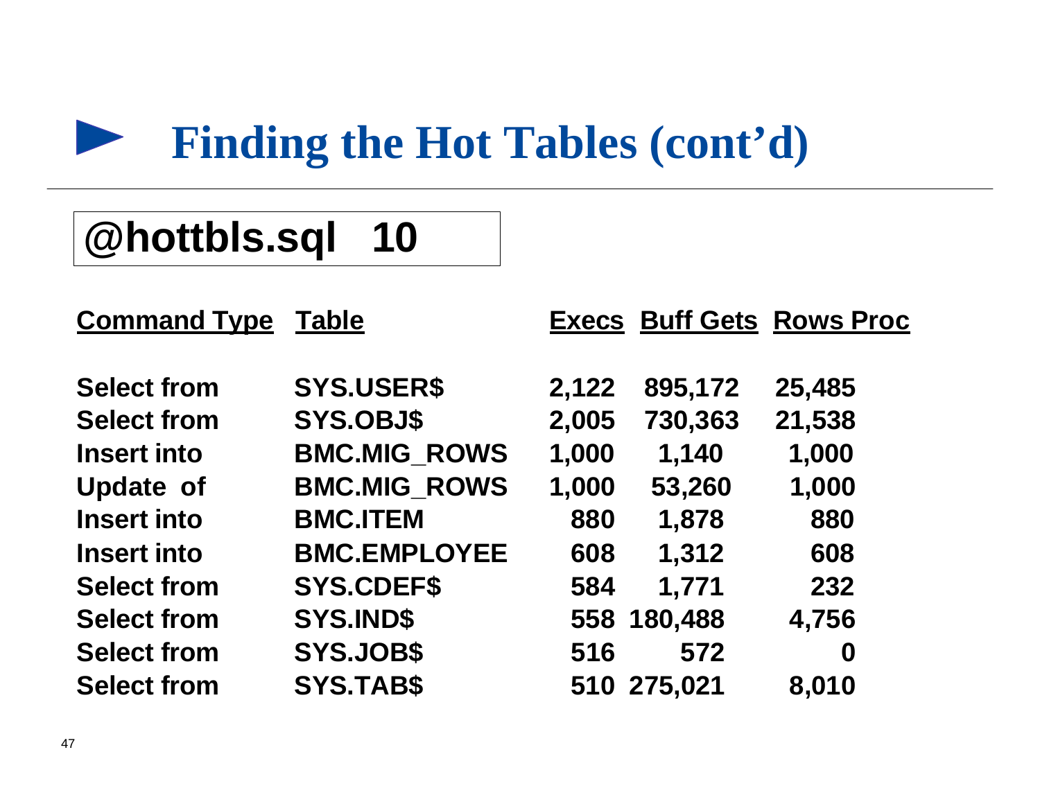# Finding the Hot Tables (cont'd)

```
@hottbls.sql 10
```

| Command Type | Table | Execs | Buff Gets | Rows Proc |
|---|---|---|---|---|
| Select from | SYS.USER$ | 2,122 | 895,172 | 25,485 |
| Select from | SYS.OBJ$ | 2,005 | 730,363 | 21,538 |
| Insert into | BMC.MIG_ROWS | 1,000 | 1,140 | 1,000 |
| Update of | BMC.MIG_ROWS | 1,000 | 53,260 | 1,000 |
| Insert into | BMC.ITEM | 880 | 1,878 | 880 |
| Insert into | BMC.EMPLOYEE | 608 | 1,312 | 608 |
| Select from | SYS.CDEF$ | 584 | 1,771 | 232 |
| Select from | SYS.IND$ | 558 | 180,488 | 4,756 |
| Select from | SYS.JOB$ | 516 | 572 | 0 |
| Select from | SYS.TAB$ | 510 | 275,021 | 8,010 |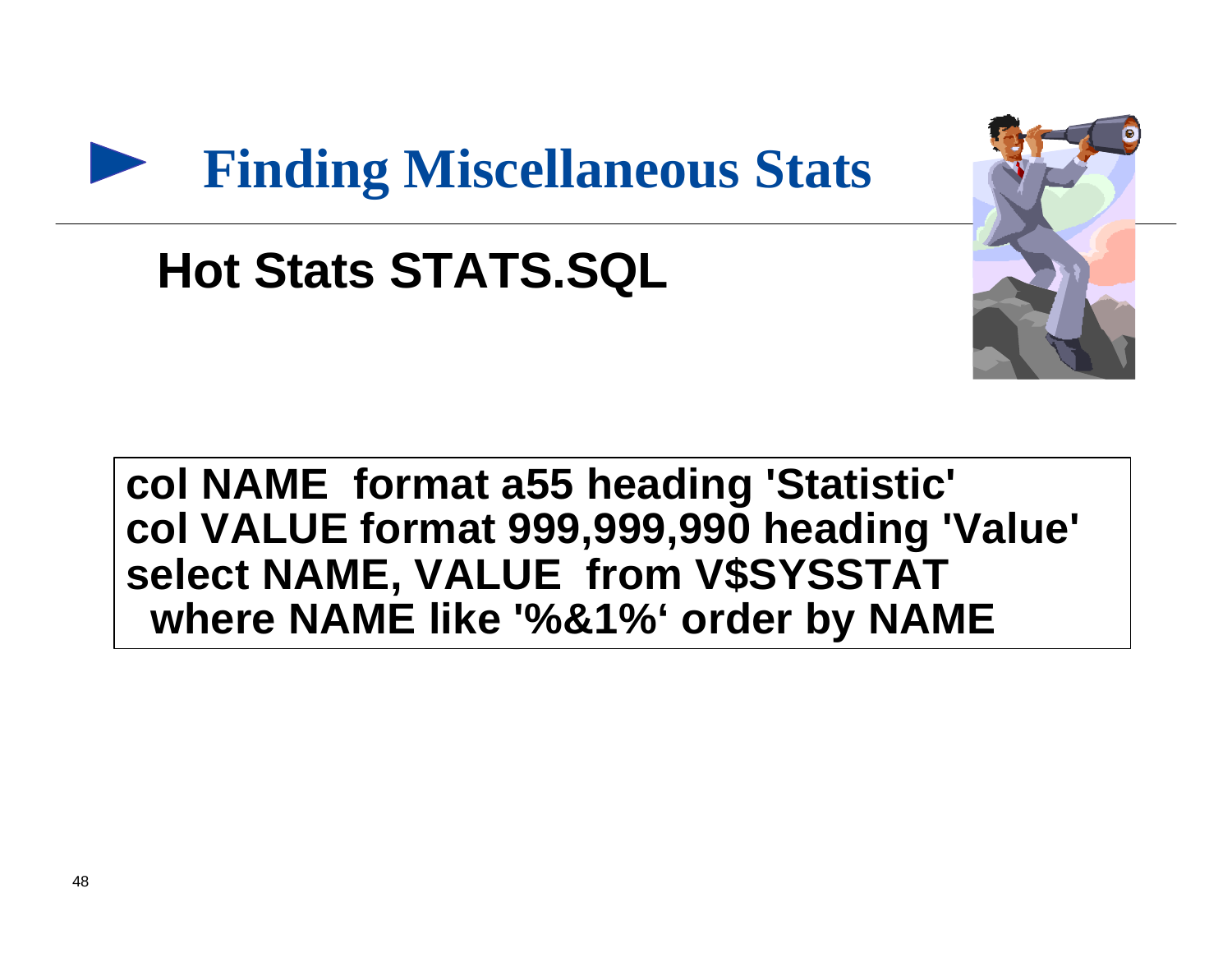# Finding Miscellaneous Stats

## Hot Stats STATS.SQL

```
col NAME  format a55 heading 'Statistic'
col VALUE format 999,999,990 heading 'Value'
select NAME, VALUE  from V$SYSSTAT
  where NAME like '%&1%' order by NAME
```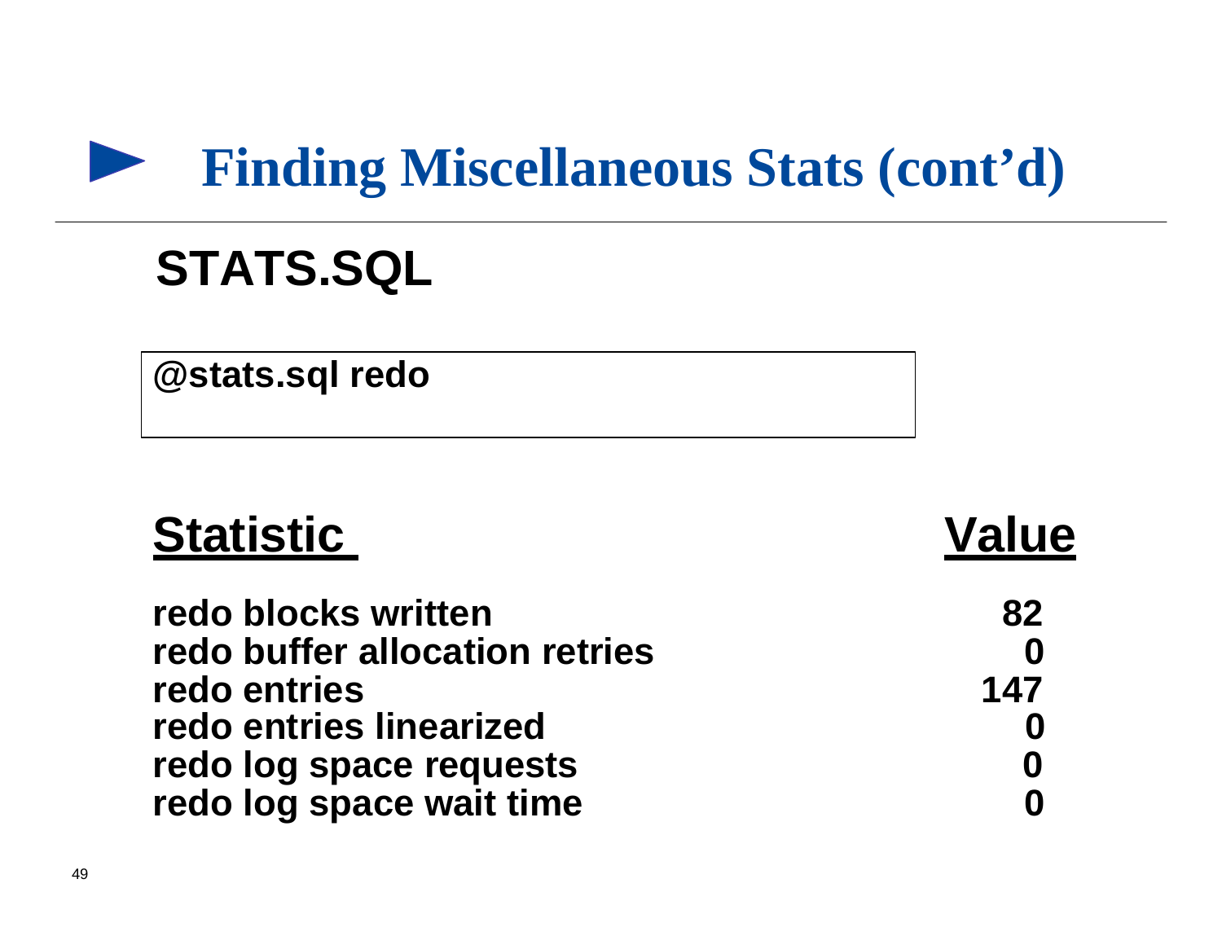# Finding Miscellaneous Stats (cont'd)

## STATS.SQL

```
@stats.sql redo
```

| Statistic | Value |
|---|---|
| redo blocks written | 82 |
| redo buffer allocation retries | 0 |
| redo entries | 147 |
| redo entries linearized | 0 |
| redo log space requests | 0 |
| redo log space wait time | 0 |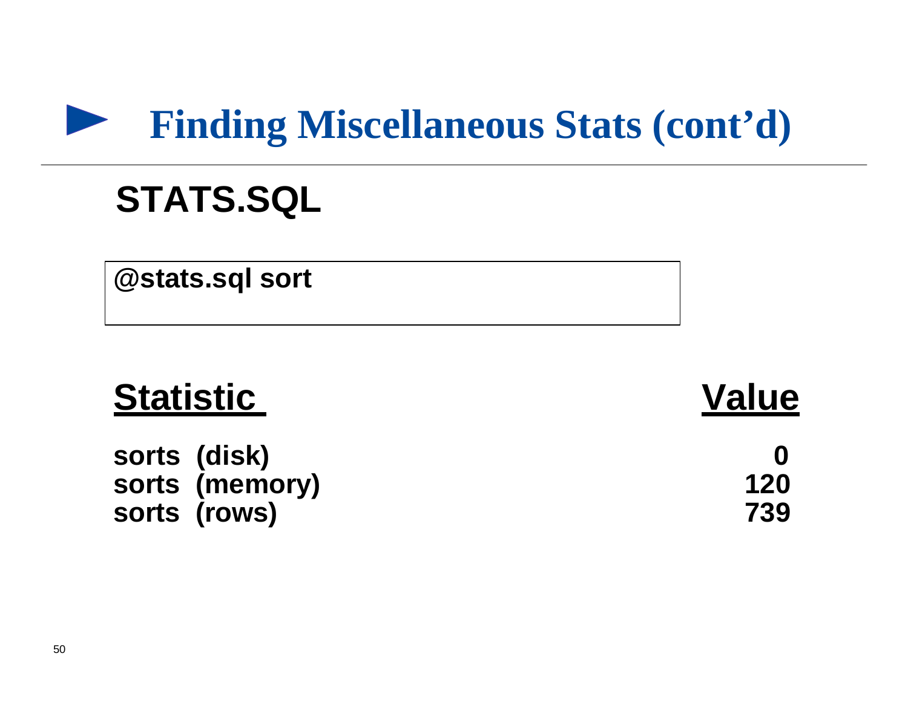# Finding Miscellaneous Stats (cont'd)

## STATS.SQL

```
@stats.sql sort
```

| Statistic | Value |
|---|---|
| sorts (disk) | 0 |
| sorts (memory) | 120 |
| sorts (rows) | 739 |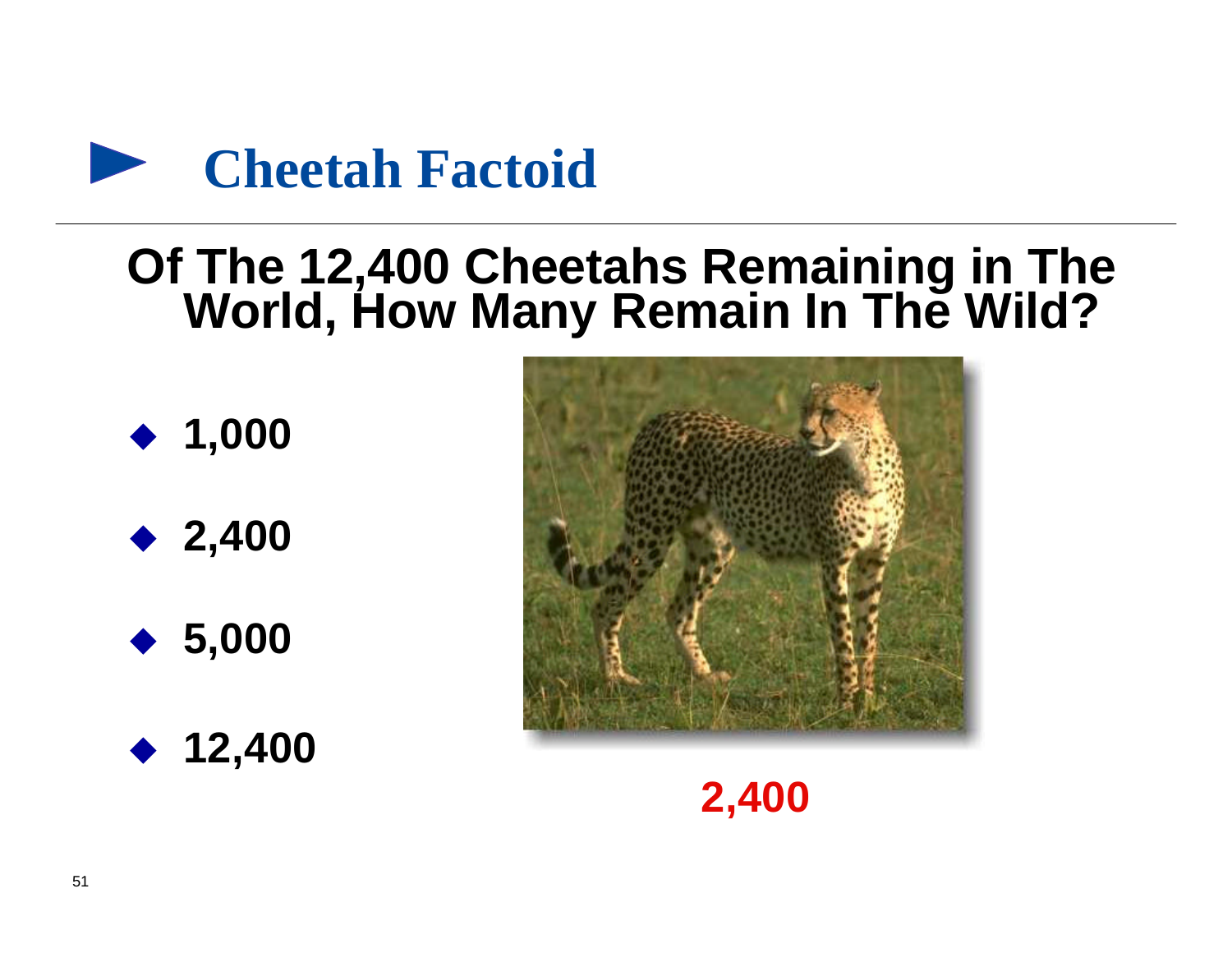# Cheetah Factoid

## Of The 12,400 Cheetahs Remaining in The World, How Many Remain In The Wild?

- **1,000**
- **2,400**
- **5,000**
- **12,400**

**2,400**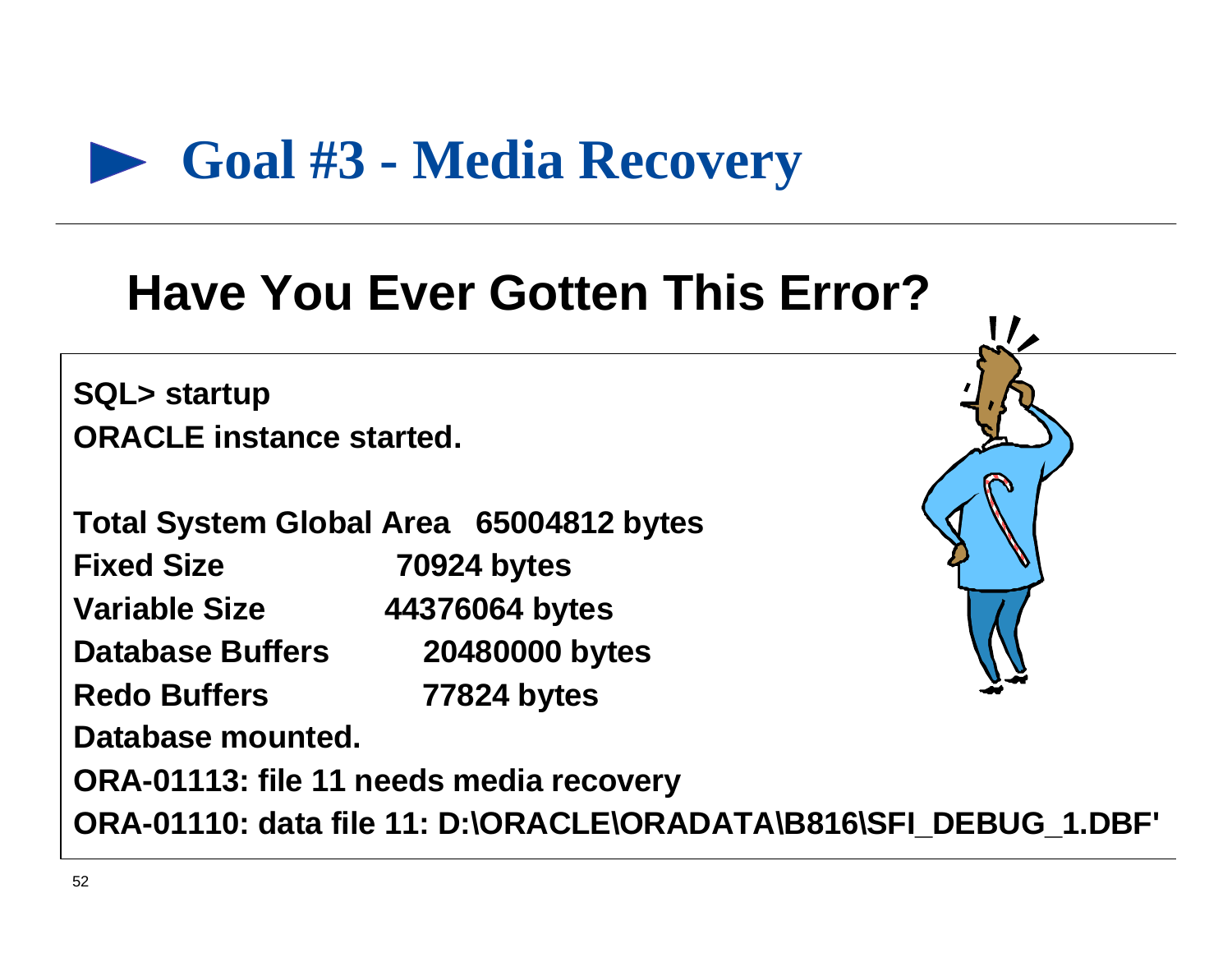# Goal #3 - Media Recovery

## Have You Ever Gotten This Error?

```
SQL> startup
ORACLE instance started.

Total System Global Area   65004812 bytes
Fixed Size                    70924 bytes
Variable Size              44376064 bytes
Database Buffers           20480000 bytes
Redo Buffers                  77824 bytes
Database mounted.
ORA-01113: file 11 needs media recovery
ORA-01110: data file 11: D:\ORACLE\ORADATA\B816\SFI_DEBUG_1.DBF'
```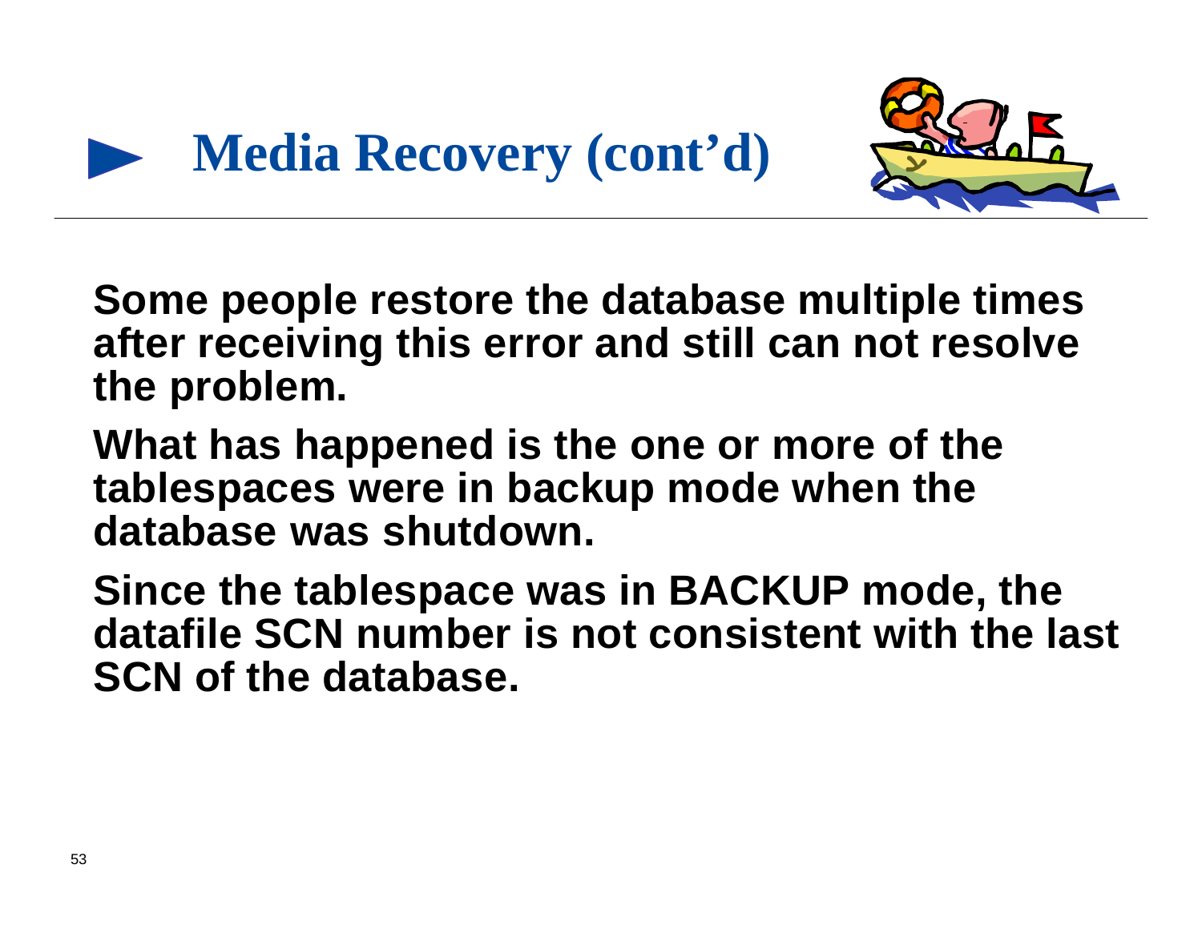# Media Recovery (cont'd)

Some people restore the database multiple times after receiving this error and still can not resolve the problem.

What has happened is the one or more of the tablespaces were in backup mode when the database was shutdown.

Since the tablespace was in BACKUP mode, the datafile SCN number is not consistent with the last SCN of the database.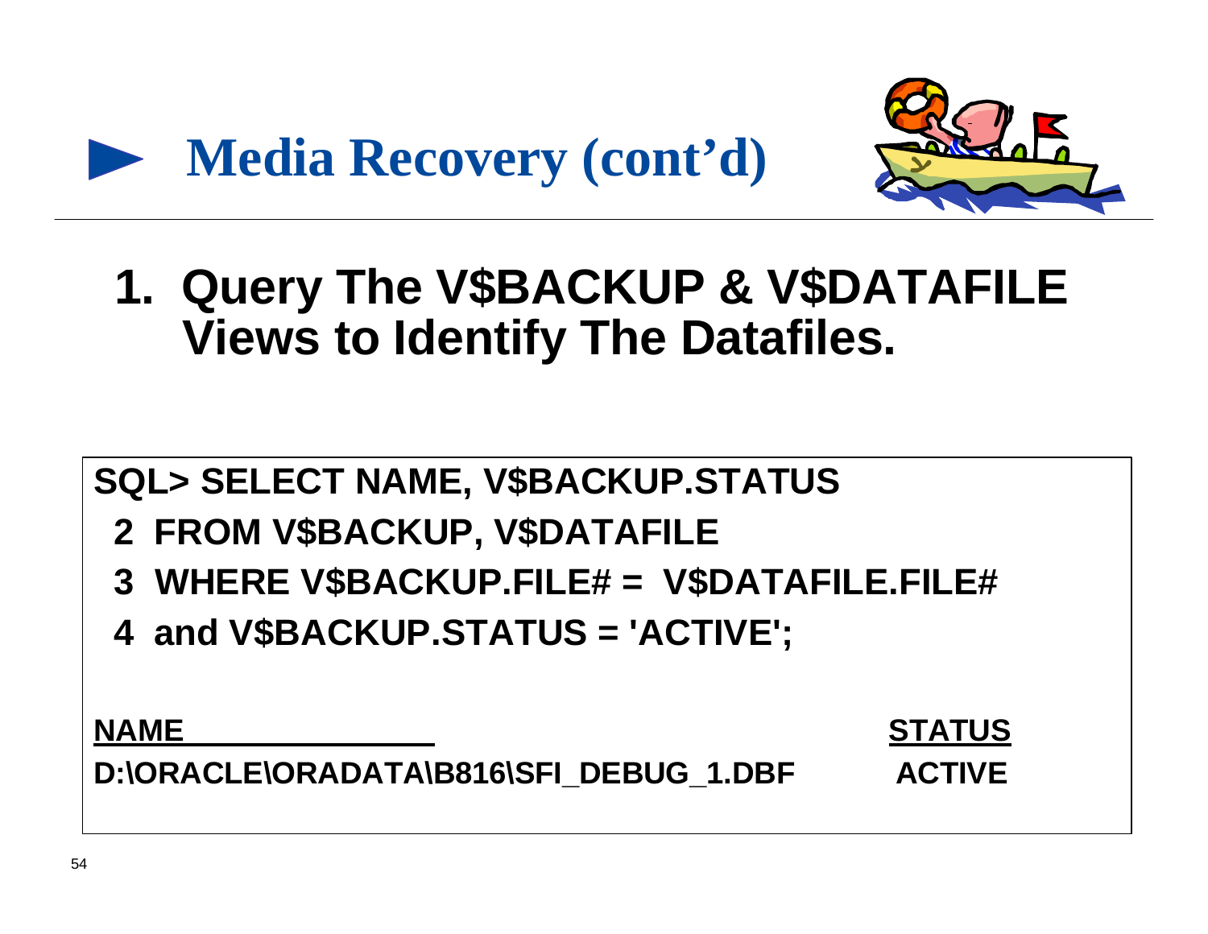# Media Recovery (cont'd)

1. **Query The V$BACKUP & V$DATAFILE Views to Identify The Datafiles.**

```
SQL> SELECT NAME, V$BACKUP.STATUS
  2  FROM V$BACKUP, V$DATAFILE
  3  WHERE V$BACKUP.FILE# =  V$DATAFILE.FILE#
  4  and V$BACKUP.STATUS = 'ACTIVE';

NAME                                        STATUS
D:\ORACLE\ORADATA\B816\SFI_DEBUG_1.DBF      ACTIVE
```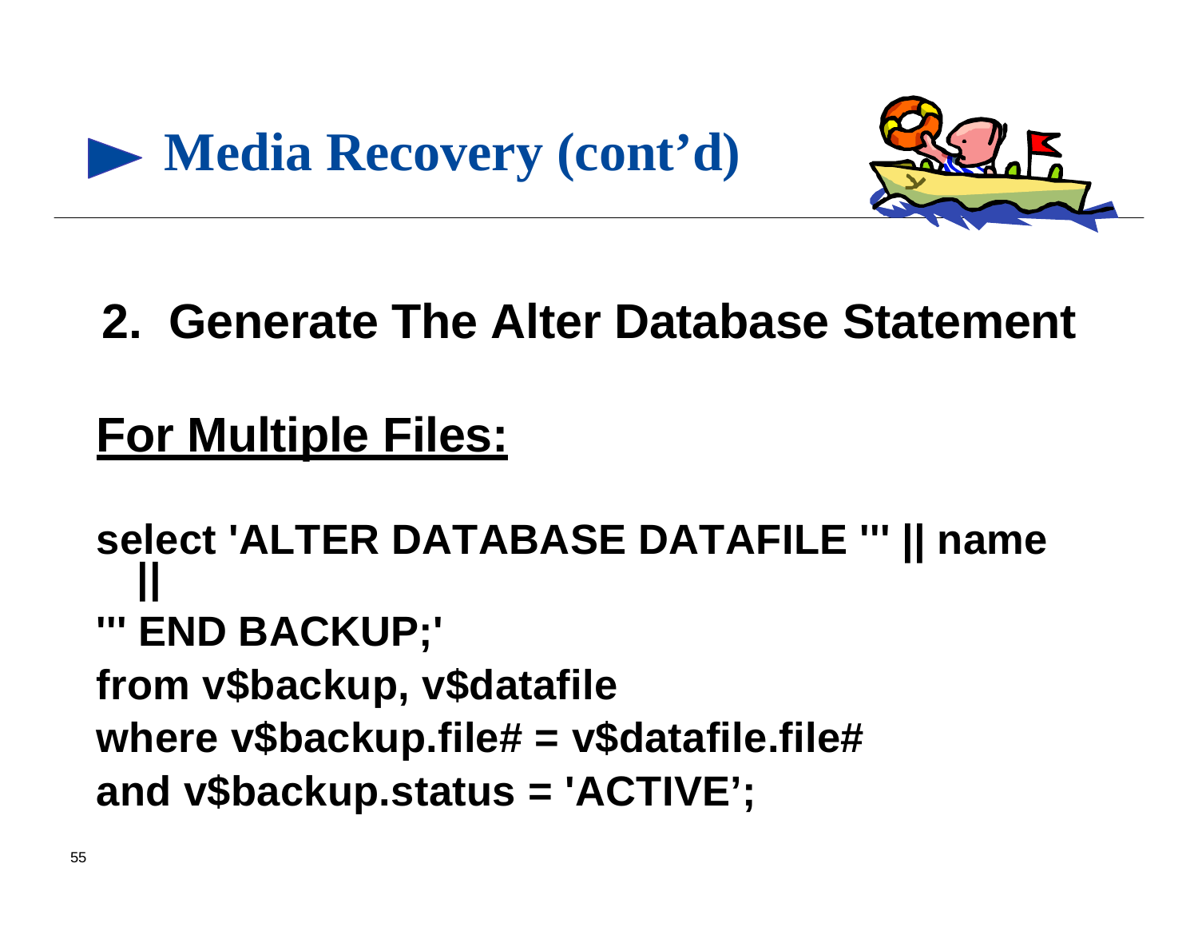# Media Recovery (cont'd)

## 2. Generate The Alter Database Statement

## For Multiple Files:

```
select 'ALTER DATABASE DATAFILE ''' || name ||
''' END BACKUP;'
from v$backup, v$datafile
where v$backup.file# = v$datafile.file#
and v$backup.status = 'ACTIVE';
```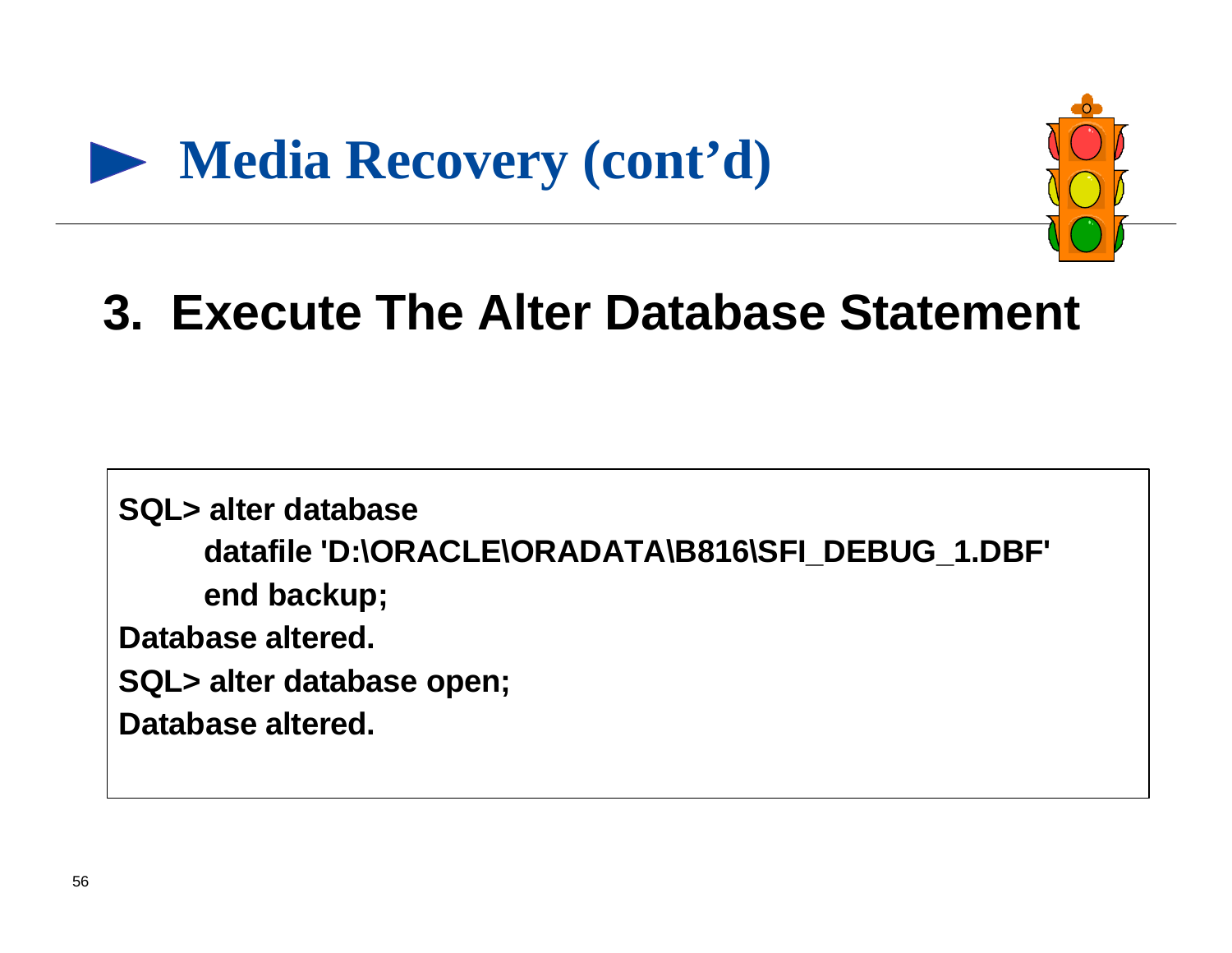# Media Recovery (cont'd)

## 3. Execute The Alter Database Statement

```
SQL> alter database
       datafile 'D:\ORACLE\ORADATA\B816\SFI_DEBUG_1.DBF'
       end backup;
Database altered.
SQL> alter database open;
Database altered.
```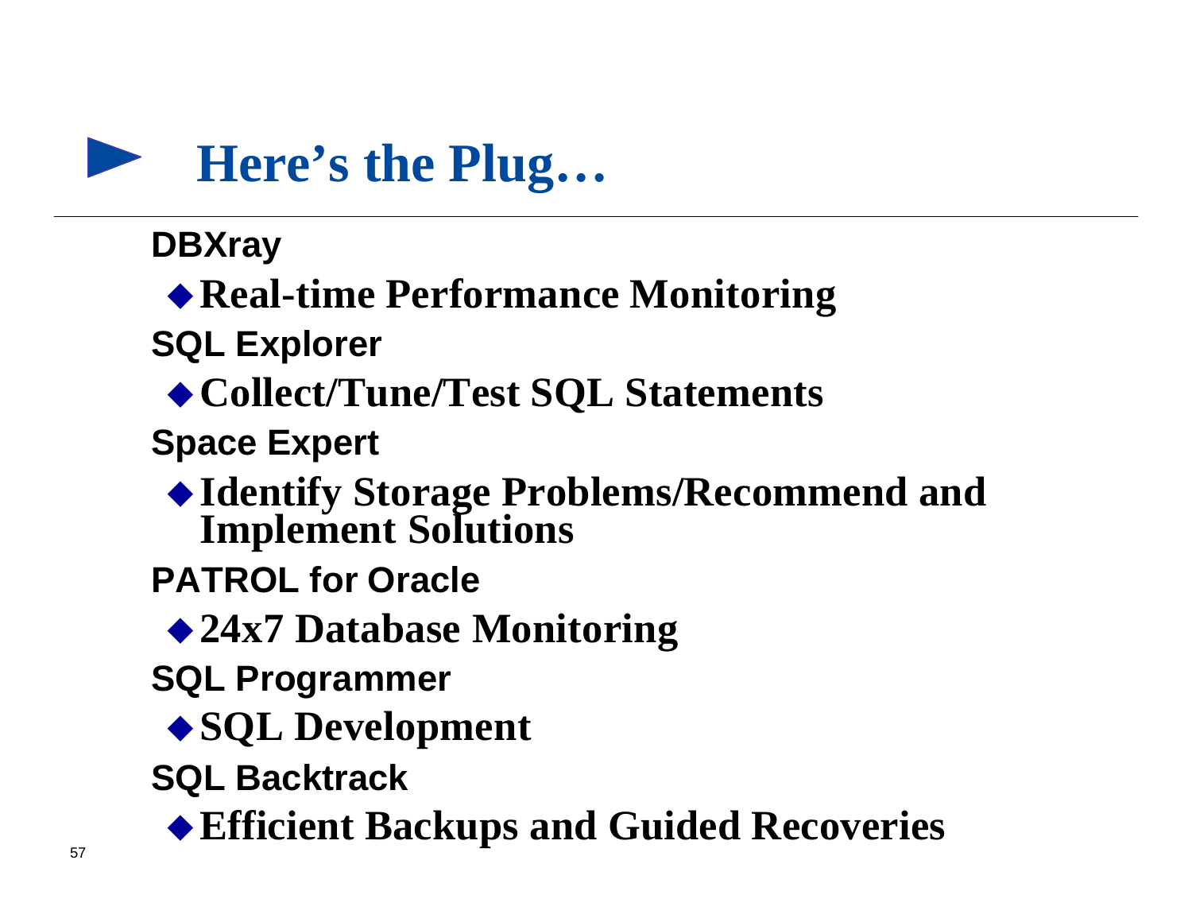# Here's the Plug…

**DBXray**

- **Real-time Performance Monitoring**

**SQL Explorer**

- **Collect/Tune/Test SQL Statements**

**Space Expert**

- **Identify Storage Problems/Recommend and Implement Solutions**

**PATROL for Oracle**

- **24x7 Database Monitoring**

**SQL Programmer**

- **SQL Development**

**SQL Backtrack**

- **Efficient Backups and Guided Recoveries**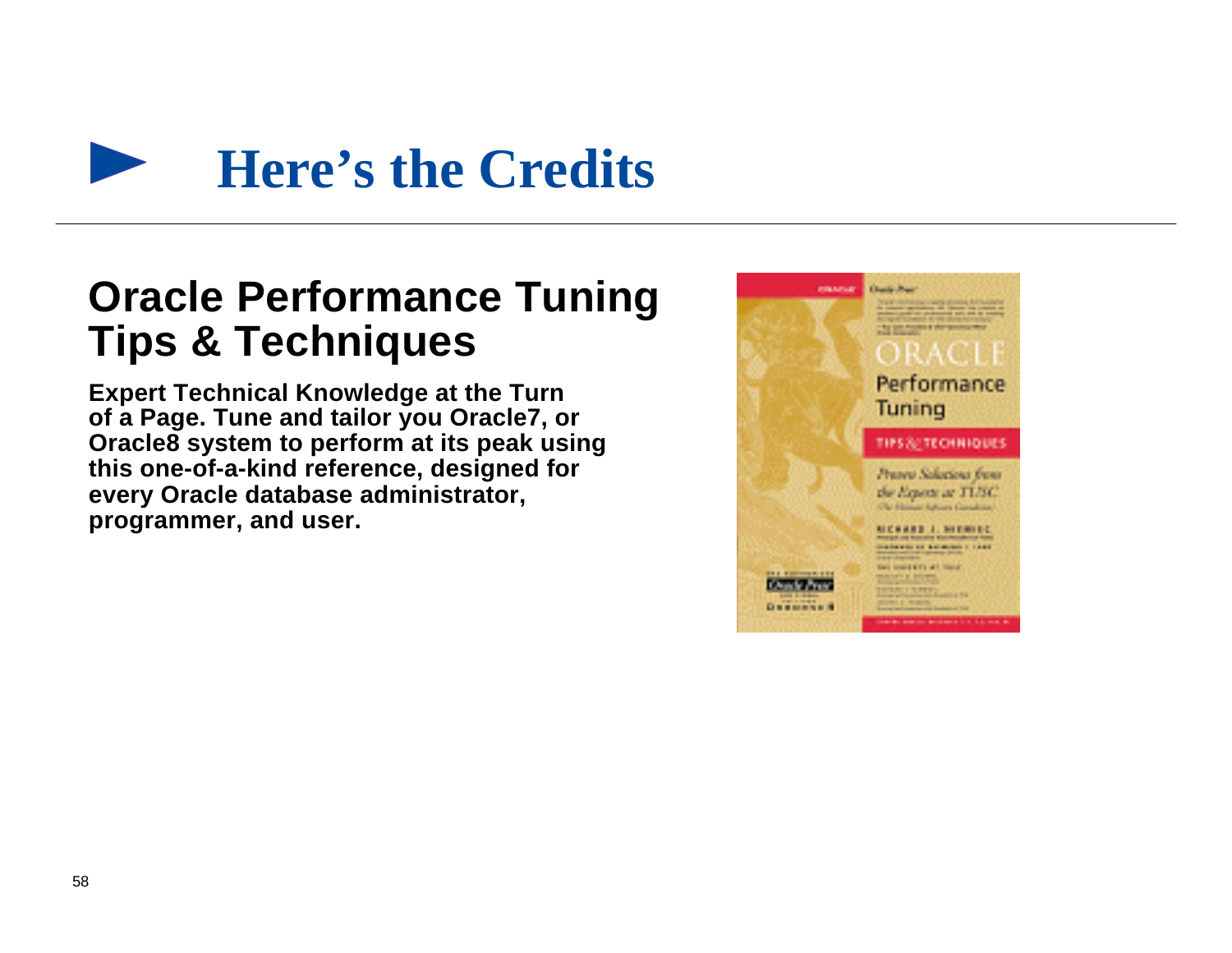# Here's the Credits

## Oracle Performance Tuning Tips & Techniques

**Expert Technical Knowledge at the Turn of a Page. Tune and tailor you Oracle7, or Oracle8 system to perform at its peak using this one-of-a-kind reference, designed for every Oracle database administrator, programmer, and user.**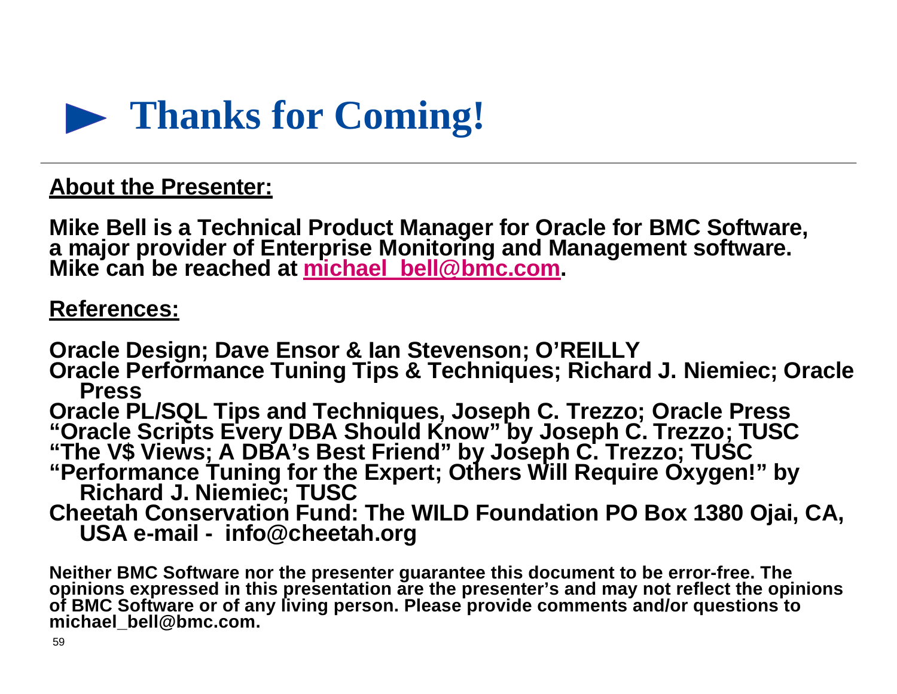# Thanks for Coming!

**About the Presenter:**

**Mike Bell is a Technical Product Manager for Oracle for BMC Software, a major provider of Enterprise Monitoring and Management software. Mike can be reached at michael_bell@bmc.com.**

**References:**

**Oracle Design; Dave Ensor & Ian Stevenson; O'REILLY**
**Oracle Performance Tuning Tips & Techniques; Richard J. Niemiec; Oracle Press**
**Oracle PL/SQL Tips and Techniques, Joseph C. Trezzo; Oracle Press**
**"Oracle Scripts Every DBA Should Know" by Joseph C. Trezzo; TUSC**
**"The V$ Views; A DBA's Best Friend" by Joseph C. Trezzo; TUSC**
**"Performance Tuning for the Expert; Others Will Require Oxygen!" by Richard J. Niemiec; TUSC**
**Cheetah Conservation Fund: The WILD Foundation PO Box 1380 Ojai, CA, USA e-mail - info@cheetah.org**

**Neither BMC Software nor the presenter guarantee this document to be error-free. The opinions expressed in this presentation are the presenter's and may not reflect the opinions of BMC Software or of any living person. Please provide comments and/or questions to michael_bell@bmc.com.**